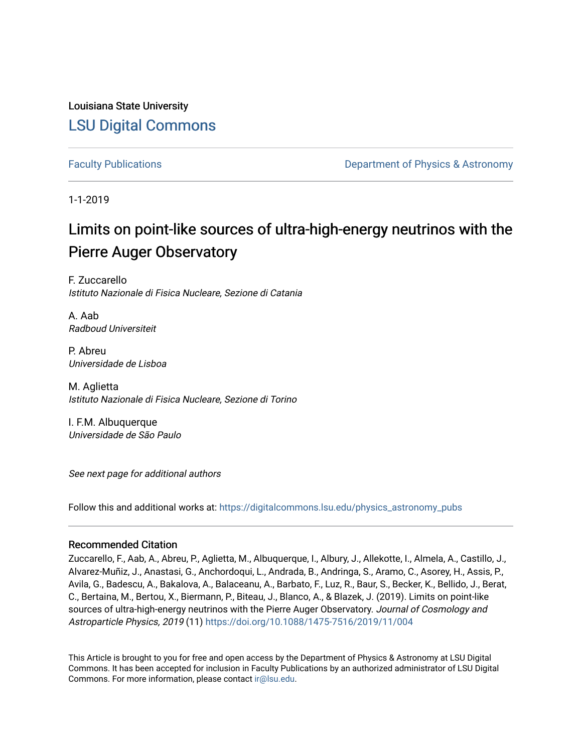Louisiana State University

# LSU Digital Commons

Faculty Publications | Department of Physics & Astronomy

1-1-2019

# Limits on point-like sources of ultra-high-energy neutrinos with the Pierre Auger Observatory

F. Zuccarello
*Istituto Nazionale di Fisica Nucleare, Sezione di Catania*

A. Aab
*Radboud Universiteit*

P. Abreu
*Universidade de Lisboa*

M. Aglietta
*Istituto Nazionale di Fisica Nucleare, Sezione di Torino*

I. F.M. Albuquerque
*Universidade de São Paulo*

*See next page for additional authors*

Follow this and additional works at: https://digitalcommons.lsu.edu/physics_astronomy_pubs

## Recommended Citation

Zuccarello, F., Aab, A., Abreu, P., Aglietta, M., Albuquerque, I., Albury, J., Allekotte, I., Almela, A., Castillo, J., Alvarez-Muñiz, J., Anastasi, G., Anchordoqui, L., Andrada, B., Andringa, S., Aramo, C., Asorey, H., Assis, P., Avila, G., Badescu, A., Bakalova, A., Balaceanu, A., Barbato, F., Luz, R., Baur, S., Becker, K., Bellido, J., Berat, C., Bertaina, M., Bertou, X., Biermann, P., Biteau, J., Blanco, A., & Blazek, J. (2019). Limits on point-like sources of ultra-high-energy neutrinos with the Pierre Auger Observatory. *Journal of Cosmology and Astroparticle Physics, 2019* (11) https://doi.org/10.1088/1475-7516/2019/11/004

This Article is brought to you for free and open access by the Department of Physics & Astronomy at LSU Digital Commons. It has been accepted for inclusion in Faculty Publications by an authorized administrator of LSU Digital Commons. For more information, please contact ir@lsu.edu.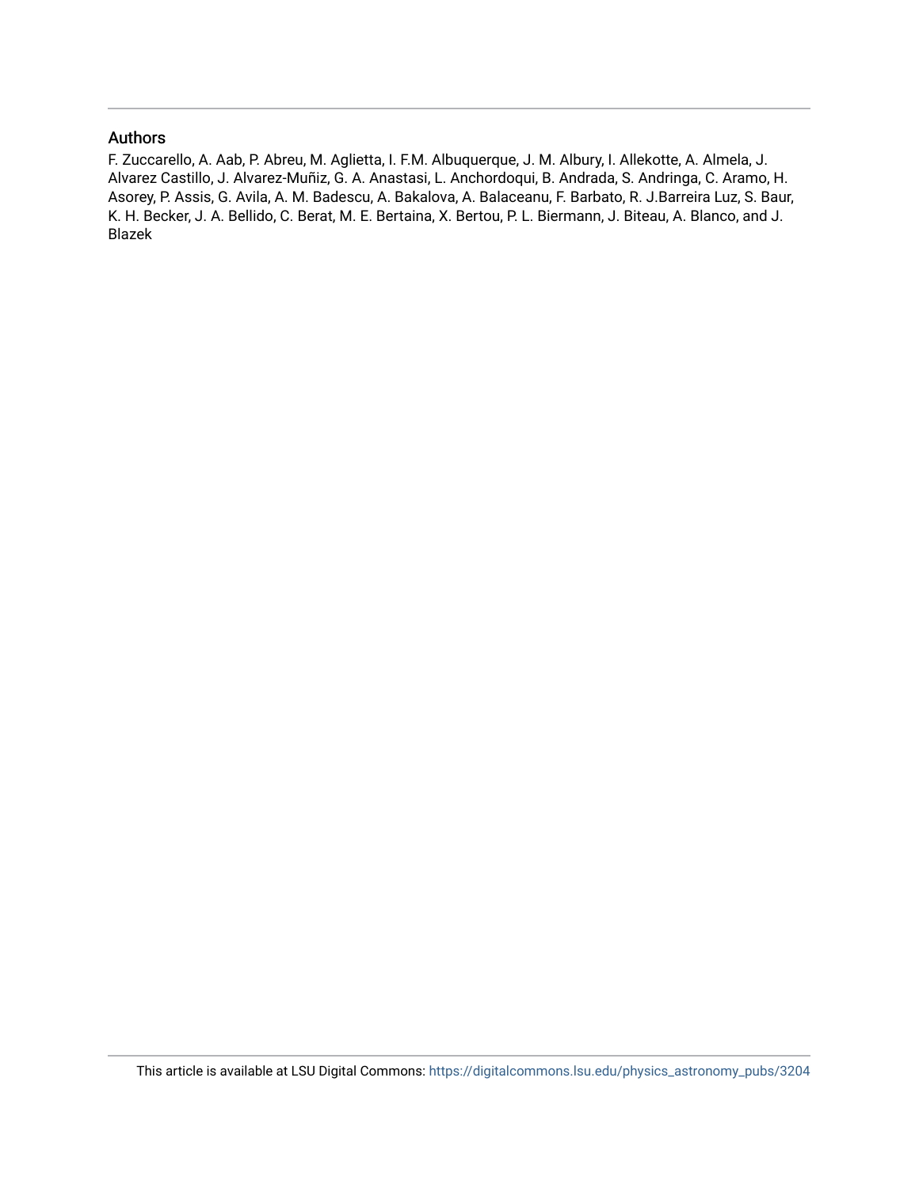## Authors

F. Zuccarello, A. Aab, P. Abreu, M. Aglietta, I. F.M. Albuquerque, J. M. Albury, I. Allekotte, A. Almela, J. Alvarez Castillo, J. Alvarez-Muñiz, G. A. Anastasi, L. Anchordoqui, B. Andrada, S. Andringa, C. Aramo, H. Asorey, P. Assis, G. Avila, A. M. Badescu, A. Bakalova, A. Balaceanu, F. Barbato, R. J.Barreira Luz, S. Baur, K. H. Becker, J. A. Bellido, C. Berat, M. E. Bertaina, X. Bertou, P. L. Biermann, J. Biteau, A. Blanco, and J. Blazek

This article is available at LSU Digital Commons: https://digitalcommons.lsu.edu/physics_astronomy_pubs/3204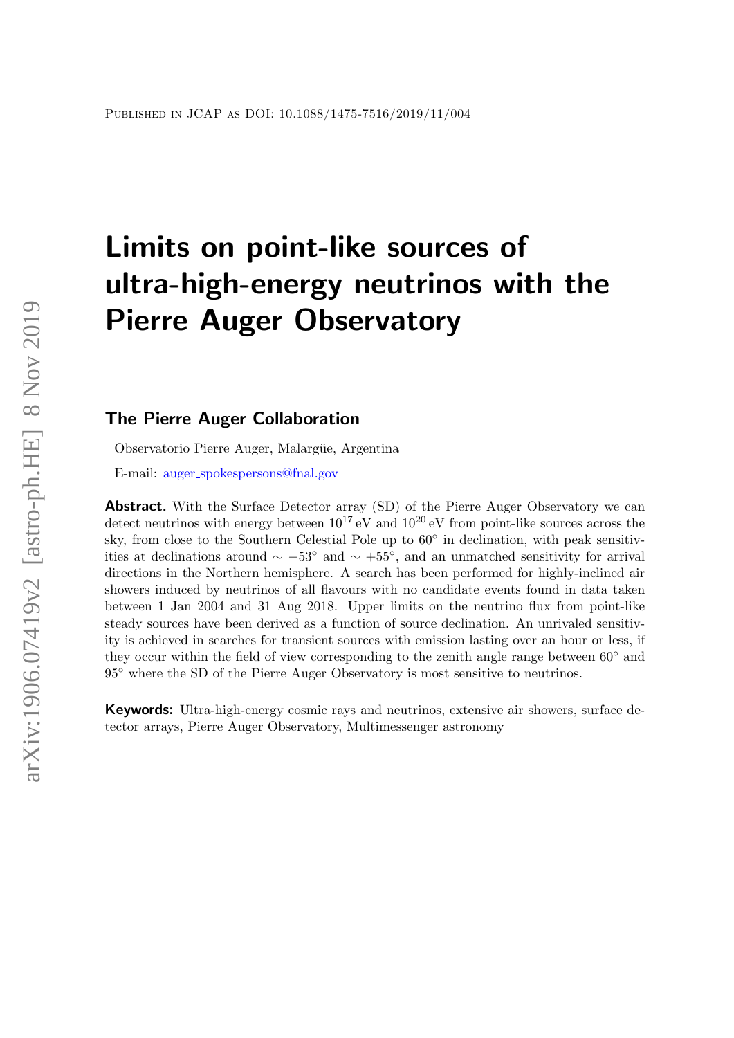Published in JCAP as DOI: 10.1088/1475-7516/2019/11/004

# Limits on point-like sources of ultra-high-energy neutrinos with the Pierre Auger Observatory

## The Pierre Auger Collaboration

Observatorio Pierre Auger, Malargüe, Argentina

E-mail: auger_spokespersons@fnal.gov

**Abstract.** With the Surface Detector array (SD) of the Pierre Auger Observatory we can detect neutrinos with energy between $10^{17}$ eV and $10^{20}$ eV from point-like sources across the sky, from close to the Southern Celestial Pole up to $60^{\circ}$ in declination, with peak sensitivities at declinations around $\sim -53^{\circ}$ and $\sim +55^{\circ}$, and an unmatched sensitivity for arrival directions in the Northern hemisphere. A search has been performed for highly-inclined air showers induced by neutrinos of all flavours with no candidate events found in data taken between 1 Jan 2004 and 31 Aug 2018. Upper limits on the neutrino flux from point-like steady sources have been derived as a function of source declination. An unrivaled sensitivity is achieved in searches for transient sources with emission lasting over an hour or less, if they occur within the field of view corresponding to the zenith angle range between $60^{\circ}$ and $95^{\circ}$ where the SD of the Pierre Auger Observatory is most sensitive to neutrinos.

**Keywords:** Ultra-high-energy cosmic rays and neutrinos, extensive air showers, surface detector arrays, Pierre Auger Observatory, Multimessenger astronomy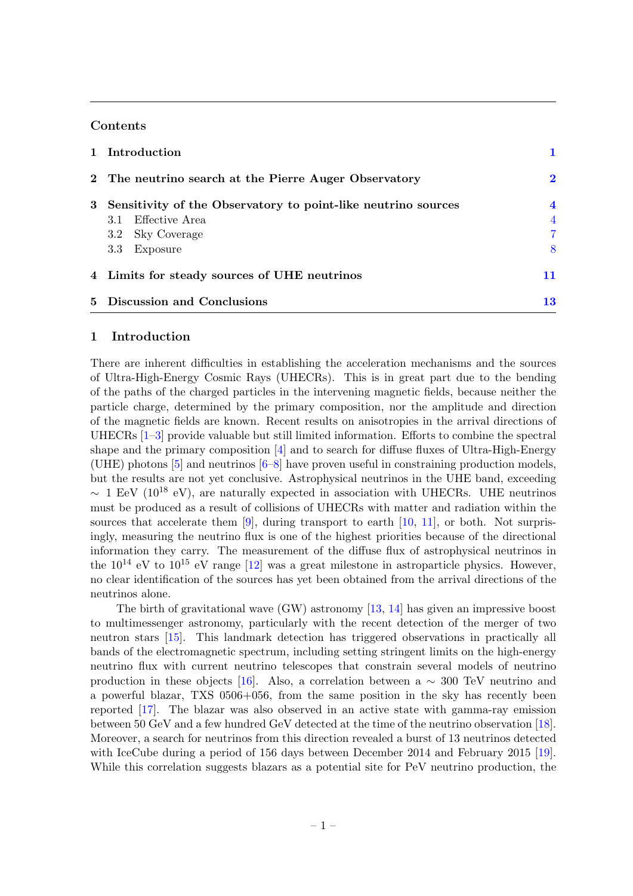## Contents

| | | |
|---|---|---|
| **1** | **Introduction** | **1** |
| **2** | **The neutrino search at the Pierre Auger Observatory** | **2** |
| **3** | **Sensitivity of the Observatory to point-like neutrino sources** | **4** |
| | 3.1 Effective Area | 4 |
| | 3.2 Sky Coverage | 7 |
| | 3.3 Exposure | 8 |
| **4** | **Limits for steady sources of UHE neutrinos** | **11** |
| **5** | **Discussion and Conclusions** | **13** |

## 1 Introduction

There are inherent difficulties in establishing the acceleration mechanisms and the sources of Ultra-High-Energy Cosmic Rays (UHECRs). This is in great part due to the bending of the paths of the charged particles in the intervening magnetic fields, because neither the particle charge, determined by the primary composition, nor the amplitude and direction of the magnetic fields are known. Recent results on anisotropies in the arrival directions of UHECRs [1–3] provide valuable but still limited information. Efforts to combine the spectral shape and the primary composition [4] and to search for diffuse fluxes of Ultra-High-Energy (UHE) photons [5] and neutrinos [6–8] have proven useful in constraining production models, but the results are not yet conclusive. Astrophysical neutrinos in the UHE band, exceeding $\sim$ 1 EeV ($10^{18}$ eV), are naturally expected in association with UHECRs. UHE neutrinos must be produced as a result of collisions of UHECRs with matter and radiation within the sources that accelerate them [9], during transport to earth [10, 11], or both. Not surprisingly, measuring the neutrino flux is one of the highest priorities because of the directional information they carry. The measurement of the diffuse flux of astrophysical neutrinos in the $10^{14}$ eV to $10^{15}$ eV range [12] was a great milestone in astroparticle physics. However, no clear identification of the sources has yet been obtained from the arrival directions of the neutrinos alone.

The birth of gravitational wave (GW) astronomy [13, 14] has given an impressive boost to multimessenger astronomy, particularly with the recent detection of the merger of two neutron stars [15]. This landmark detection has triggered observations in practically all bands of the electromagnetic spectrum, including setting stringent limits on the high-energy neutrino flux with current neutrino telescopes that constrain several models of neutrino production in these objects [16]. Also, a correlation between a $\sim$ 300 TeV neutrino and a powerful blazar, TXS 0506+056, from the same position in the sky has recently been reported [17]. The blazar was also observed in an active state with gamma-ray emission between 50 GeV and a few hundred GeV detected at the time of the neutrino observation [18]. Moreover, a search for neutrinos from this direction revealed a burst of 13 neutrinos detected with IceCube during a period of 156 days between December 2014 and February 2015 [19]. While this correlation suggests blazars as a potential site for PeV neutrino production, the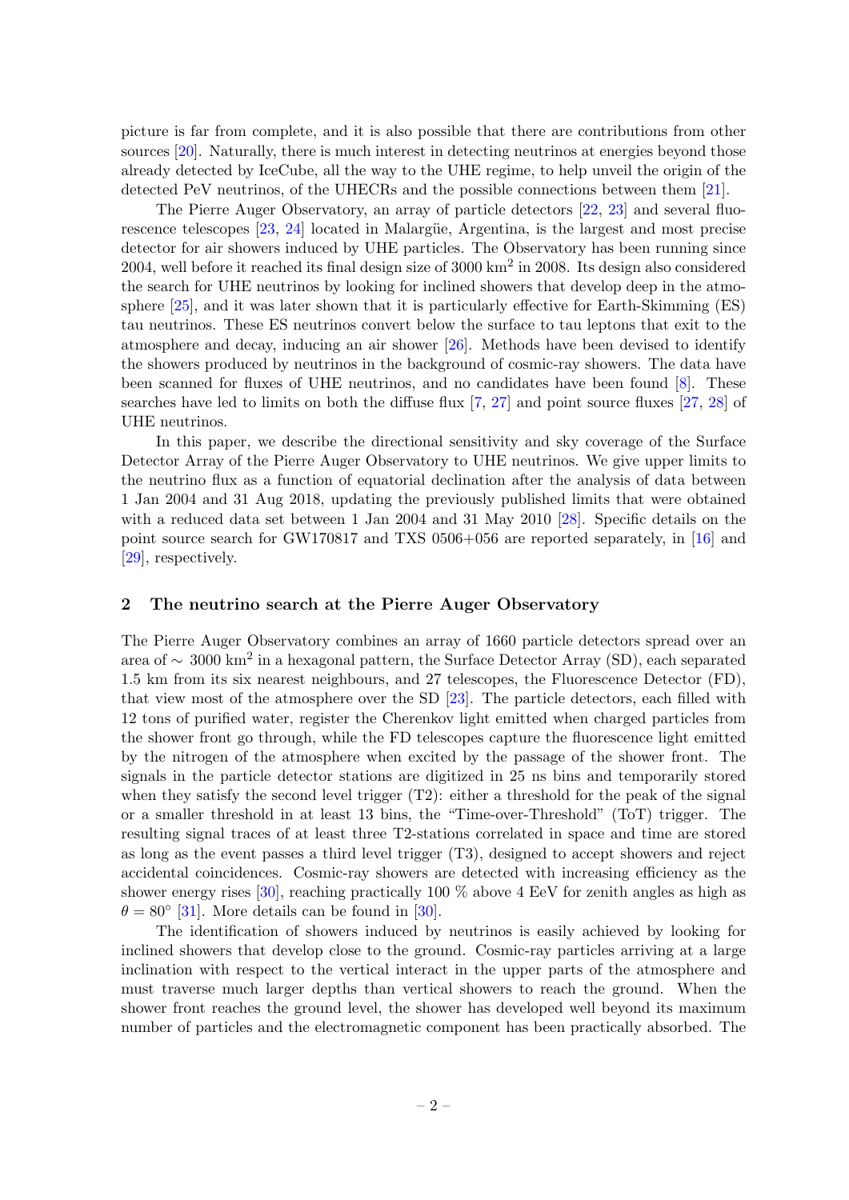picture is far from complete, and it is also possible that there are contributions from other sources [20]. Naturally, there is much interest in detecting neutrinos at energies beyond those already detected by IceCube, all the way to the UHE regime, to help unveil the origin of the detected PeV neutrinos, of the UHECRs and the possible connections between them [21].

The Pierre Auger Observatory, an array of particle detectors [22, 23] and several fluorescence telescopes [23, 24] located in Malargüe, Argentina, is the largest and most precise detector for air showers induced by UHE particles. The Observatory has been running since 2004, well before it reached its final design size of 3000 km$^2$ in 2008. Its design also considered the search for UHE neutrinos by looking for inclined showers that develop deep in the atmosphere [25], and it was later shown that it is particularly effective for Earth-Skimming (ES) tau neutrinos. These ES neutrinos convert below the surface to tau leptons that exit to the atmosphere and decay, inducing an air shower [26]. Methods have been devised to identify the showers produced by neutrinos in the background of cosmic-ray showers. The data have been scanned for fluxes of UHE neutrinos, and no candidates have been found [8]. These searches have led to limits on both the diffuse flux [7, 27] and point source fluxes [27, 28] of UHE neutrinos.

In this paper, we describe the directional sensitivity and sky coverage of the Surface Detector Array of the Pierre Auger Observatory to UHE neutrinos. We give upper limits to the neutrino flux as a function of equatorial declination after the analysis of data between 1 Jan 2004 and 31 Aug 2018, updating the previously published limits that were obtained with a reduced data set between 1 Jan 2004 and 31 May 2010 [28]. Specific details on the point source search for GW170817 and TXS 0506+056 are reported separately, in [16] and [29], respectively.

## 2 The neutrino search at the Pierre Auger Observatory

The Pierre Auger Observatory combines an array of 1660 particle detectors spread over an area of $\sim$ 3000 km$^2$ in a hexagonal pattern, the Surface Detector Array (SD), each separated 1.5 km from its six nearest neighbours, and 27 telescopes, the Fluorescence Detector (FD), that view most of the atmosphere over the SD [23]. The particle detectors, each filled with 12 tons of purified water, register the Cherenkov light emitted when charged particles from the shower front go through, while the FD telescopes capture the fluorescence light emitted by the nitrogen of the atmosphere when excited by the passage of the shower front. The signals in the particle detector stations are digitized in 25 ns bins and temporarily stored when they satisfy the second level trigger (T2): either a threshold for the peak of the signal or a smaller threshold in at least 13 bins, the "Time-over-Threshold" (ToT) trigger. The resulting signal traces of at least three T2-stations correlated in space and time are stored as long as the event passes a third level trigger (T3), designed to accept showers and reject accidental coincidences. Cosmic-ray showers are detected with increasing efficiency as the shower energy rises [30], reaching practically 100 % above 4 EeV for zenith angles as high as $\theta = 80^\circ$ [31]. More details can be found in [30].

The identification of showers induced by neutrinos is easily achieved by looking for inclined showers that develop close to the ground. Cosmic-ray particles arriving at a large inclination with respect to the vertical interact in the upper parts of the atmosphere and must traverse much larger depths than vertical showers to reach the ground. When the shower front reaches the ground level, the shower has developed well beyond its maximum number of particles and the electromagnetic component has been practically absorbed. The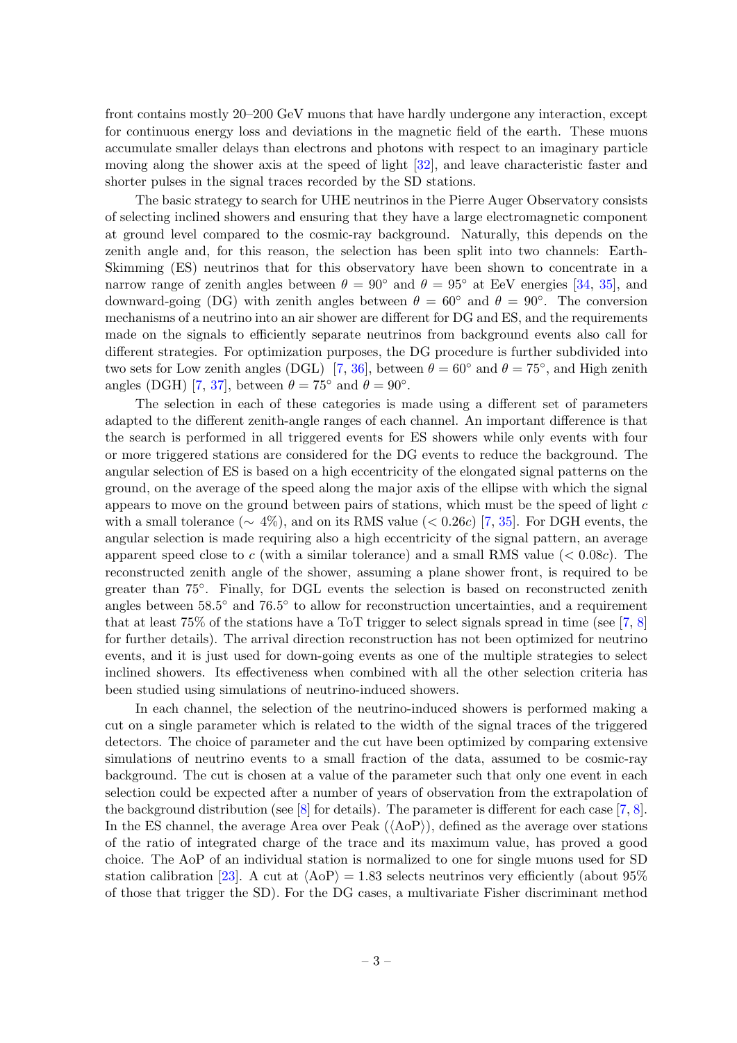front contains mostly 20–200 GeV muons that have hardly undergone any interaction, except for continuous energy loss and deviations in the magnetic field of the earth. These muons accumulate smaller delays than electrons and photons with respect to an imaginary particle moving along the shower axis at the speed of light [32], and leave characteristic faster and shorter pulses in the signal traces recorded by the SD stations.

The basic strategy to search for UHE neutrinos in the Pierre Auger Observatory consists of selecting inclined showers and ensuring that they have a large electromagnetic component at ground level compared to the cosmic-ray background. Naturally, this depends on the zenith angle and, for this reason, the selection has been split into two channels: Earth-Skimming (ES) neutrinos that for this observatory have been shown to concentrate in a narrow range of zenith angles between $\theta = 90^\circ$ and $\theta = 95^\circ$ at EeV energies [34, 35], and downward-going (DG) with zenith angles between $\theta = 60^\circ$ and $\theta = 90^\circ$. The conversion mechanisms of a neutrino into an air shower are different for DG and ES, and the requirements made on the signals to efficiently separate neutrinos from background events also call for different strategies. For optimization purposes, the DG procedure is further subdivided into two sets for Low zenith angles (DGL) [7, 36], between $\theta = 60^\circ$ and $\theta = 75^\circ$, and High zenith angles (DGH) [7, 37], between $\theta = 75^\circ$ and $\theta = 90^\circ$.

The selection in each of these categories is made using a different set of parameters adapted to the different zenith-angle ranges of each channel. An important difference is that the search is performed in all triggered events for ES showers while only events with four or more triggered stations are considered for the DG events to reduce the background. The angular selection of ES is based on a high eccentricity of the elongated signal patterns on the ground, on the average of the speed along the major axis of the ellipse with which the signal appears to move on the ground between pairs of stations, which must be the speed of light $c$ with a small tolerance ($\sim 4\%$), and on its RMS value ($< 0.26c$) [7, 35]. For DGH events, the angular selection is made requiring also a high eccentricity of the signal pattern, an average apparent speed close to $c$ (with a similar tolerance) and a small RMS value ($< 0.08c$). The reconstructed zenith angle of the shower, assuming a plane shower front, is required to be greater than $75^\circ$. Finally, for DGL events the selection is based on reconstructed zenith angles between $58.5^\circ$ and $76.5^\circ$ to allow for reconstruction uncertainties, and a requirement that at least 75% of the stations have a ToT trigger to select signals spread in time (see [7, 8] for further details). The arrival direction reconstruction has not been optimized for neutrino events, and it is just used for down-going events as one of the multiple strategies to select inclined showers. Its effectiveness when combined with all the other selection criteria has been studied using simulations of neutrino-induced showers.

In each channel, the selection of the neutrino-induced showers is performed making a cut on a single parameter which is related to the width of the signal traces of the triggered detectors. The choice of parameter and the cut have been optimized by comparing extensive simulations of neutrino events to a small fraction of the data, assumed to be cosmic-ray background. The cut is chosen at a value of the parameter such that only one event in each selection could be expected after a number of years of observation from the extrapolation of the background distribution (see [8] for details). The parameter is different for each case [7, 8]. In the ES channel, the average Area over Peak ($\langle \mathrm{AoP} \rangle$), defined as the average over stations of the ratio of integrated charge of the trace and its maximum value, has proved a good choice. The AoP of an individual station is normalized to one for single muons used for SD station calibration [23]. A cut at $\langle \mathrm{AoP} \rangle = 1.83$ selects neutrinos very efficiently (about 95% of those that trigger the SD). For the DG cases, a multivariate Fisher discriminant method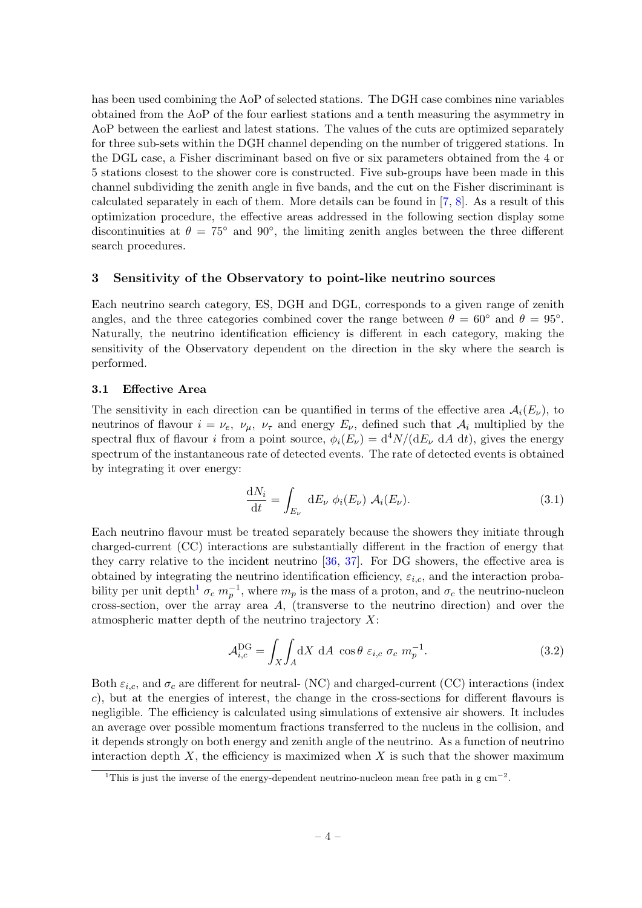has been used combining the AoP of selected stations. The DGH case combines nine variables obtained from the AoP of the four earliest stations and a tenth measuring the asymmetry in AoP between the earliest and latest stations. The values of the cuts are optimized separately for three sub-sets within the DGH channel depending on the number of triggered stations. In the DGL case, a Fisher discriminant based on five or six parameters obtained from the 4 or 5 stations closest to the shower core is constructed. Five sub-groups have been made in this channel subdividing the zenith angle in five bands, and the cut on the Fisher discriminant is calculated separately in each of them. More details can be found in [7, 8]. As a result of this optimization procedure, the effective areas addressed in the following section display some discontinuities at $\theta = 75^\circ$ and $90^\circ$, the limiting zenith angles between the three different search procedures.

## 3 Sensitivity of the Observatory to point-like neutrino sources

Each neutrino search category, ES, DGH and DGL, corresponds to a given range of zenith angles, and the three categories combined cover the range between $\theta = 60^\circ$ and $\theta = 95^\circ$. Naturally, the neutrino identification efficiency is different in each category, making the sensitivity of the Observatory dependent on the direction in the sky where the search is performed.

### 3.1 Effective Area

The sensitivity in each direction can be quantified in terms of the effective area $\mathcal{A}_i(E_\nu)$, to neutrinos of flavour $i = \nu_e,\ \nu_\mu,\ \nu_\tau$ and energy $E_\nu$, defined such that $\mathcal{A}_i$ multiplied by the spectral flux of flavour $i$ from a point source, $\phi_i(E_\nu) = \mathrm{d}^4N/(\mathrm{d}E_\nu\ \mathrm{d}A\ \mathrm{d}t)$, gives the energy spectrum of the instantaneous rate of detected events. The rate of detected events is obtained by integrating it over energy:

$$\frac{\mathrm{d}N_i}{\mathrm{d}t} = \int_{E_\nu} \mathrm{d}E_\nu\ \phi_i(E_\nu)\ \mathcal{A}_i(E_\nu). \tag{3.1}$$

Each neutrino flavour must be treated separately because the showers they initiate through charged-current (CC) interactions are substantially different in the fraction of energy that they carry relative to the incident neutrino [36, 37]. For DG showers, the effective area is obtained by integrating the neutrino identification efficiency, $\varepsilon_{i,c}$, and the interaction probability per unit depth[1] $\sigma_c\ m_p^{-1}$, where $m_p$ is the mass of a proton, and $\sigma_c$ the neutrino-nucleon cross-section, over the array area $A$, (transverse to the neutrino direction) and over the atmospheric matter depth of the neutrino trajectory $X$:

$$\mathcal{A}_{i,c}^{\mathrm{DG}} = \int_X \int_A \mathrm{d}X\ \mathrm{d}A\ \cos\theta\ \varepsilon_{i,c}\ \sigma_c\ m_p^{-1}. \tag{3.2}$$

Both $\varepsilon_{i,c}$, and $\sigma_c$ are different for neutral- (NC) and charged-current (CC) interactions (index $c$), but at the energies of interest, the change in the cross-sections for different flavours is negligible. The efficiency is calculated using simulations of extensive air showers. It includes an average over possible momentum fractions transferred to the nucleus in the collision, and it depends strongly on both energy and zenith angle of the neutrino. As a function of neutrino interaction depth $X$, the efficiency is maximized when $X$ is such that the shower maximum

[1] This is just the inverse of the energy-dependent neutrino-nucleon mean free path in g cm$^{-2}$.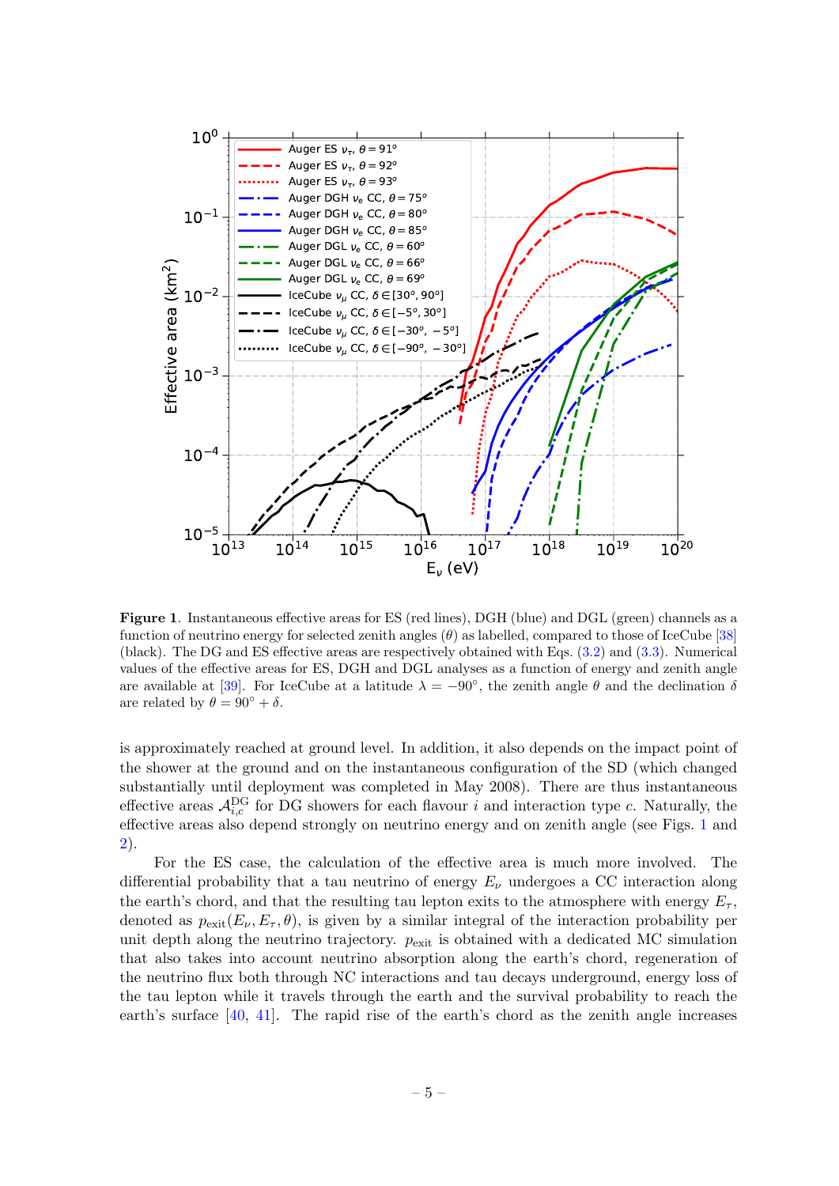Effective area (km$^2$)

$10^0$
$10^{-1}$
$10^{-2}$
$10^{-3}$
$10^{-4}$
$10^{-5}$

$10^{13}$ $10^{14}$ $10^{15}$ $10^{16}$ $10^{17}$ $10^{18}$ $10^{19}$ $10^{20}$

$E_\nu$ (eV)

Auger ES $\nu_\tau$, $\theta = 91^o$
Auger ES $\nu_\tau$, $\theta = 92^o$
Auger ES $\nu_\tau$, $\theta = 93^o$
Auger DGH $\nu_e$ CC, $\theta = 75^o$
Auger DGH $\nu_e$ CC, $\theta = 80^o$
Auger DGH $\nu_e$ CC, $\theta = 85^o$
Auger DGL $\nu_e$ CC, $\theta = 60^o$
Auger DGL $\nu_e$ CC, $\theta = 66^o$
Auger DGL $\nu_e$ CC, $\theta = 69^o$
IceCube $\nu_\mu$ CC, $\delta \in [30^o, 90^o]$
IceCube $\nu_\mu$ CC, $\delta \in [-5^o, 30^o]$
IceCube $\nu_\mu$ CC, $\delta \in [-30^o, -5^o]$
IceCube $\nu_\mu$ CC, $\delta \in [-90^o, -30^o]$

**Figure 1**. Instantaneous effective areas for ES (red lines), DGH (blue) and DGL (green) channels as a function of neutrino energy for selected zenith angles ($\theta$) as labelled, compared to those of IceCube [38] (black). The DG and ES effective areas are respectively obtained with Eqs. (3.2) and (3.3). Numerical values of the effective areas for ES, DGH and DGL analyses as a function of energy and zenith angle are available at [39]. For IceCube at a latitude $\lambda = -90^\circ$, the zenith angle $\theta$ and the declination $\delta$ are related by $\theta = 90^\circ + \delta$.

is approximately reached at ground level. In addition, it also depends on the impact point of the shower at the ground and on the instantaneous configuration of the SD (which changed substantially until deployment was completed in May 2008). There are thus instantaneous effective areas $\mathcal{A}^{\rm DG}_{i,c}$ for DG showers for each flavour $i$ and interaction type $c$. Naturally, the effective areas also depend strongly on neutrino energy and on zenith angle (see Figs. 1 and 2).

For the ES case, the calculation of the effective area is much more involved. The differential probability that a tau neutrino of energy $E_\nu$ undergoes a CC interaction along the earth's chord, and that the resulting tau lepton exits to the atmosphere with energy $E_\tau$, denoted as $p_{\rm exit}(E_\nu, E_\tau, \theta)$, is given by a similar integral of the interaction probability per unit depth along the neutrino trajectory. $p_{\rm exit}$ is obtained with a dedicated MC simulation that also takes into account neutrino absorption along the earth's chord, regeneration of the neutrino flux both through NC interactions and tau decays underground, energy loss of the tau lepton while it travels through the earth and the survival probability to reach the earth's surface [40, 41]. The rapid rise of the earth's chord as the zenith angle increases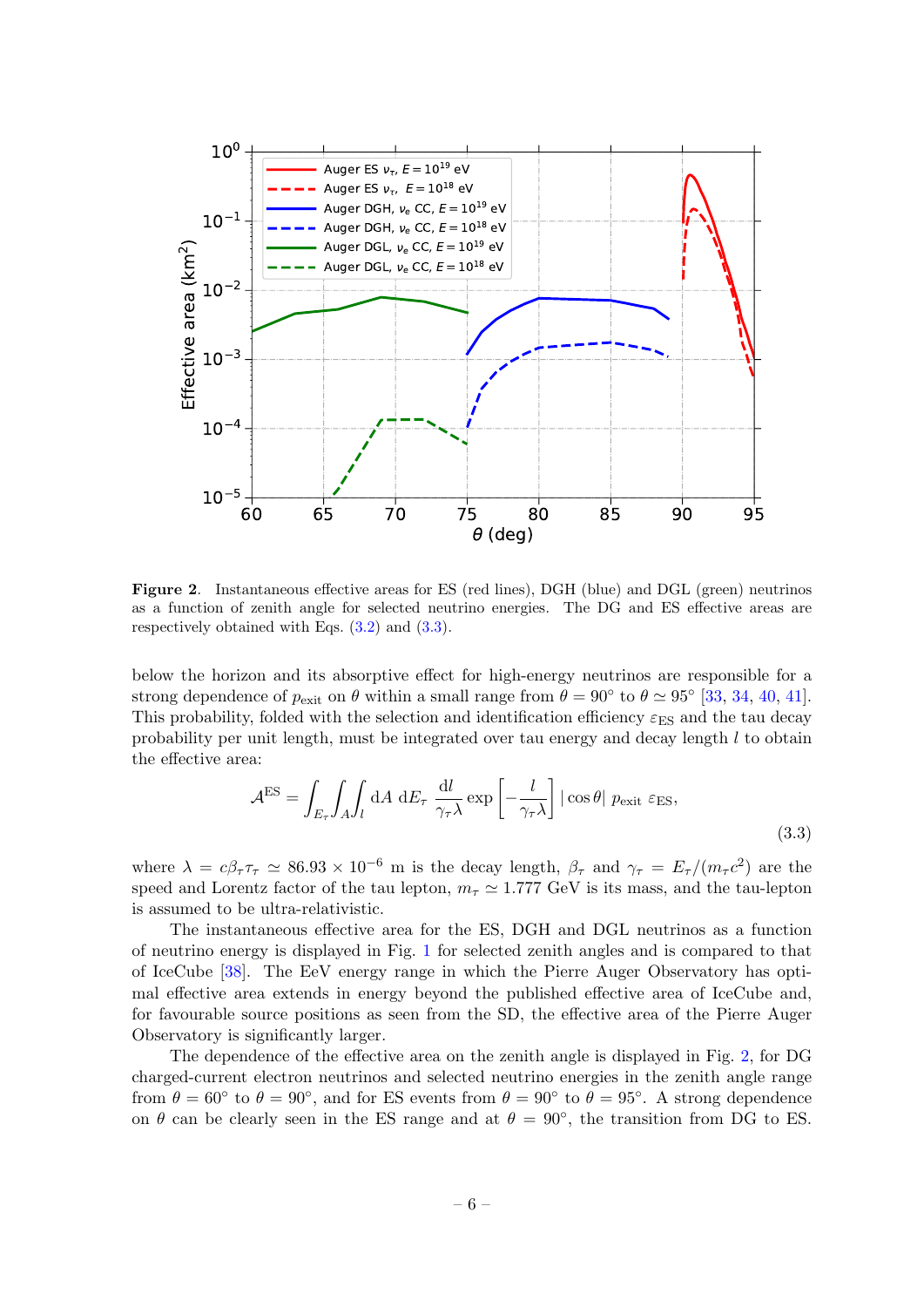$10^0$
$10^{-1}$
$10^{-2}$
$10^{-3}$
$10^{-4}$
$10^{-5}$
Effective area (km$^2$)
60
65
70
75
80
85
90
95
$\theta$ (deg)

Auger ES $\nu_\tau$, $E = 10^{19}$ eV
Auger ES $\nu_\tau$, $E = 10^{18}$ eV
Auger DGH, $\nu_e$ CC, $E = 10^{19}$ eV
Auger DGH, $\nu_e$ CC, $E = 10^{18}$ eV
Auger DGL, $\nu_e$ CC, $E = 10^{19}$ eV
Auger DGL, $\nu_e$ CC, $E = 10^{18}$ eV

**Figure 2**. Instantaneous effective areas for ES (red lines), DGH (blue) and DGL (green) neutrinos as a function of zenith angle for selected neutrino energies. The DG and ES effective areas are respectively obtained with Eqs. (3.2) and (3.3).

below the horizon and its absorptive effect for high-energy neutrinos are responsible for a strong dependence of $p_{\rm exit}$ on $\theta$ within a small range from $\theta = 90^\circ$ to $\theta \simeq 95^\circ$ [33, 34, 40, 41]. This probability, folded with the selection and identification efficiency $\varepsilon_{\rm ES}$ and the tau decay probability per unit length, must be integrated over tau energy and decay length $l$ to obtain the effective area:

$$\mathcal{A}^{\rm ES} = \int_{E_\tau}\int_A\int_l {\rm d}A \; {\rm d}E_\tau \; \frac{{\rm d}l}{\gamma_\tau \lambda} \exp\left[-\frac{l}{\gamma_\tau \lambda}\right] |\cos\theta| \; p_{\rm exit} \; \varepsilon_{\rm ES}, \tag{3.3}$$

where $\lambda = c\beta_\tau\tau_\tau \simeq 86.93 \times 10^{-6}$ m is the decay length, $\beta_\tau$ and $\gamma_\tau = E_\tau/(m_\tau c^2)$ are the speed and Lorentz factor of the tau lepton, $m_\tau \simeq 1.777$ GeV is its mass, and the tau-lepton is assumed to be ultra-relativistic.

The instantaneous effective area for the ES, DGH and DGL neutrinos as a function of neutrino energy is displayed in Fig. 1 for selected zenith angles and is compared to that of IceCube [38]. The EeV energy range in which the Pierre Auger Observatory has optimal effective area extends in energy beyond the published effective area of IceCube and, for favourable source positions as seen from the SD, the effective area of the Pierre Auger Observatory is significantly larger.

The dependence of the effective area on the zenith angle is displayed in Fig. 2, for DG charged-current electron neutrinos and selected neutrino energies in the zenith angle range from $\theta = 60^\circ$ to $\theta = 90^\circ$, and for ES events from $\theta = 90^\circ$ to $\theta = 95^\circ$. A strong dependence on $\theta$ can be clearly seen in the ES range and at $\theta = 90^\circ$, the transition from DG to ES.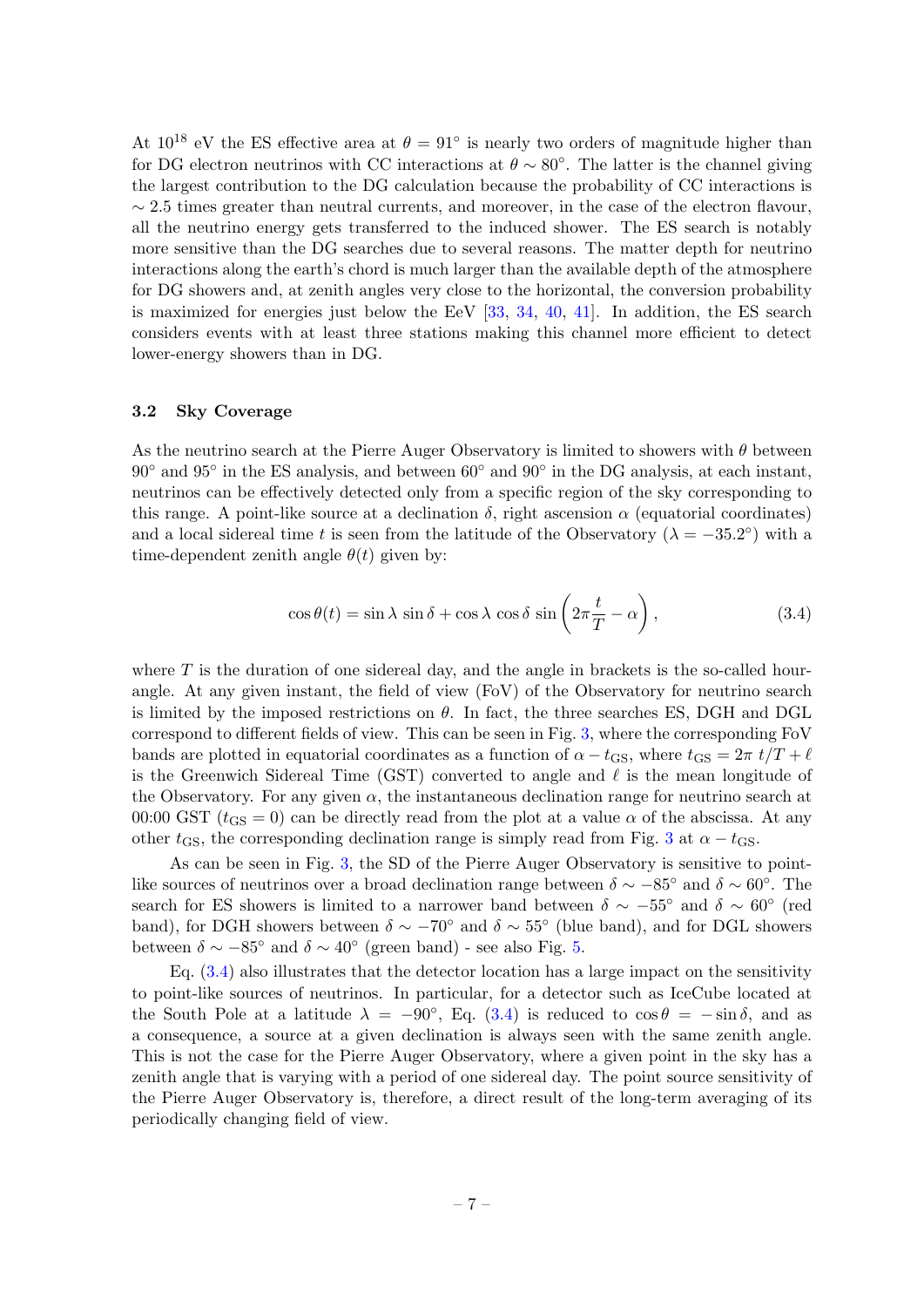At $10^{18}$ eV the ES effective area at $\theta = 91^\circ$ is nearly two orders of magnitude higher than for DG electron neutrinos with CC interactions at $\theta \sim 80^\circ$. The latter is the channel giving the largest contribution to the DG calculation because the probability of CC interactions is $\sim 2.5$ times greater than neutral currents, and moreover, in the case of the electron flavour, all the neutrino energy gets transferred to the induced shower. The ES search is notably more sensitive than the DG searches due to several reasons. The matter depth for neutrino interactions along the earth's chord is much larger than the available depth of the atmosphere for DG showers and, at zenith angles very close to the horizontal, the conversion probability is maximized for energies just below the EeV [33, 34, 40, 41]. In addition, the ES search considers events with at least three stations making this channel more efficient to detect lower-energy showers than in DG.

### 3.2 Sky Coverage

As the neutrino search at the Pierre Auger Observatory is limited to showers with $\theta$ between $90^\circ$ and $95^\circ$ in the ES analysis, and between $60^\circ$ and $90^\circ$ in the DG analysis, at each instant, neutrinos can be effectively detected only from a specific region of the sky corresponding to this range. A point-like source at a declination $\delta$, right ascension $\alpha$ (equatorial coordinates) and a local sidereal time $t$ is seen from the latitude of the Observatory ($\lambda = -35.2^\circ$) with a time-dependent zenith angle $\theta(t)$ given by:

$$\cos\theta(t) = \sin\lambda\,\sin\delta + \cos\lambda\,\cos\delta\,\sin\left(2\pi\frac{t}{T} - \alpha\right), \tag{3.4}$$

where $T$ is the duration of one sidereal day, and the angle in brackets is the so-called hour-angle. At any given instant, the field of view (FoV) of the Observatory for neutrino search is limited by the imposed restrictions on $\theta$. In fact, the three searches ES, DGH and DGL correspond to different fields of view. This can be seen in Fig. 3, where the corresponding FoV bands are plotted in equatorial coordinates as a function of $\alpha - t_{\rm GS}$, where $t_{\rm GS} = 2\pi\, t/T + \ell$ is the Greenwich Sidereal Time (GST) converted to angle and $\ell$ is the mean longitude of the Observatory. For any given $\alpha$, the instantaneous declination range for neutrino search at 00:00 GST ($t_{\rm GS} = 0$) can be directly read from the plot at a value $\alpha$ of the abscissa. At any other $t_{\rm GS}$, the corresponding declination range is simply read from Fig. 3 at $\alpha - t_{\rm GS}$.

As can be seen in Fig. 3, the SD of the Pierre Auger Observatory is sensitive to point-like sources of neutrinos over a broad declination range between $\delta \sim -85^\circ$ and $\delta \sim 60^\circ$. The search for ES showers is limited to a narrower band between $\delta \sim -55^\circ$ and $\delta \sim 60^\circ$ (red band), for DGH showers between $\delta \sim -70^\circ$ and $\delta \sim 55^\circ$ (blue band), and for DGL showers between $\delta \sim -85^\circ$ and $\delta \sim 40^\circ$ (green band) - see also Fig. 5.

Eq. (3.4) also illustrates that the detector location has a large impact on the sensitivity to point-like sources of neutrinos. In particular, for a detector such as IceCube located at the South Pole at a latitude $\lambda = -90^\circ$, Eq. (3.4) is reduced to $\cos\theta = -\sin\delta$, and as a consequence, a source at a given declination is always seen with the same zenith angle. This is not the case for the Pierre Auger Observatory, where a given point in the sky has a zenith angle that is varying with a period of one sidereal day. The point source sensitivity of the Pierre Auger Observatory is, therefore, a direct result of the long-term averaging of its periodically changing field of view.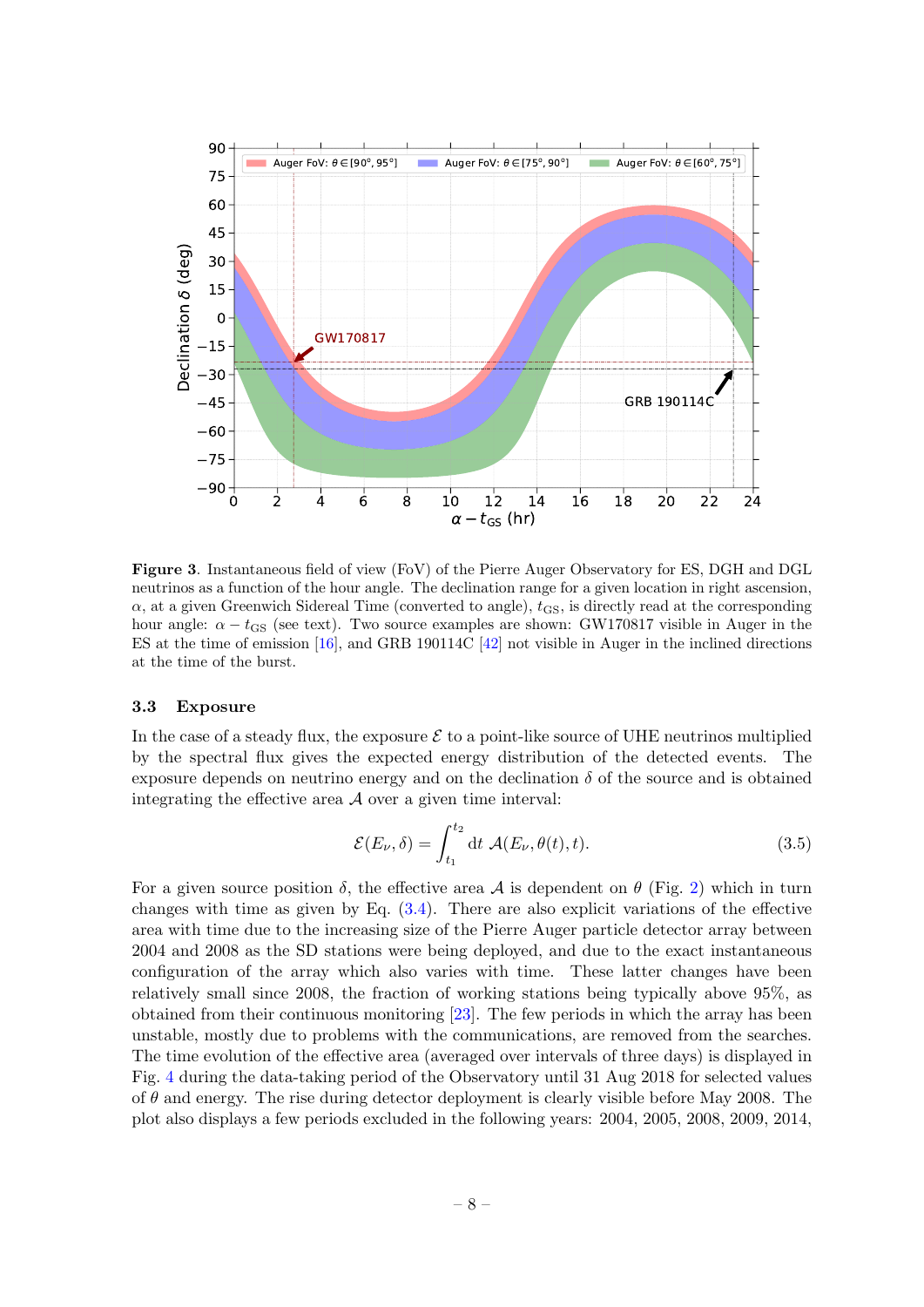90
75
60
45
30
15
0
−15
−30
−45
−60
−75
−90

Declination $\delta$ (deg)

0 2 4 6 8 10 12 14 16 18 20 22 24

$\alpha - t_{\rm GS}$ (hr)

Auger FoV: $\theta \in [90°, 95°]$

Auger FoV: $\theta \in [75°, 90°]$

Auger FoV: $\theta \in [60°, 75°]$

GW170817

GRB 190114C

**Figure 3**. Instantaneous field of view (FoV) of the Pierre Auger Observatory for ES, DGH and DGL neutrinos as a function of the hour angle. The declination range for a given location in right ascension, $\alpha$, at a given Greenwich Sidereal Time (converted to angle), $t_{\rm GS}$, is directly read at the corresponding hour angle: $\alpha - t_{\rm GS}$ (see text). Two source examples are shown: GW170817 visible in Auger in the ES at the time of emission [16], and GRB 190114C [42] not visible in Auger in the inclined directions at the time of the burst.

### 3.3 Exposure

In the case of a steady flux, the exposure $\mathcal{E}$ to a point-like source of UHE neutrinos multiplied by the spectral flux gives the expected energy distribution of the detected events. The exposure depends on neutrino energy and on the declination $\delta$ of the source and is obtained integrating the effective area $\mathcal{A}$ over a given time interval:

$$\mathcal{E}(E_\nu, \delta) = \int_{t_1}^{t_2} {\rm d}t \; \mathcal{A}(E_\nu, \theta(t), t). \tag{3.5}$$

For a given source position $\delta$, the effective area $\mathcal{A}$ is dependent on $\theta$ (Fig. 2) which in turn changes with time as given by Eq. (3.4). There are also explicit variations of the effective area with time due to the increasing size of the Pierre Auger particle detector array between 2004 and 2008 as the SD stations were being deployed, and due to the exact instantaneous configuration of the array which also varies with time. These latter changes have been relatively small since 2008, the fraction of working stations being typically above 95%, as obtained from their continuous monitoring [23]. The few periods in which the array has been unstable, mostly due to problems with the communications, are removed from the searches. The time evolution of the effective area (averaged over intervals of three days) is displayed in Fig. 4 during the data-taking period of the Observatory until 31 Aug 2018 for selected values of $\theta$ and energy. The rise during detector deployment is clearly visible before May 2008. The plot also displays a few periods excluded in the following years: 2004, 2005, 2008, 2009, 2014,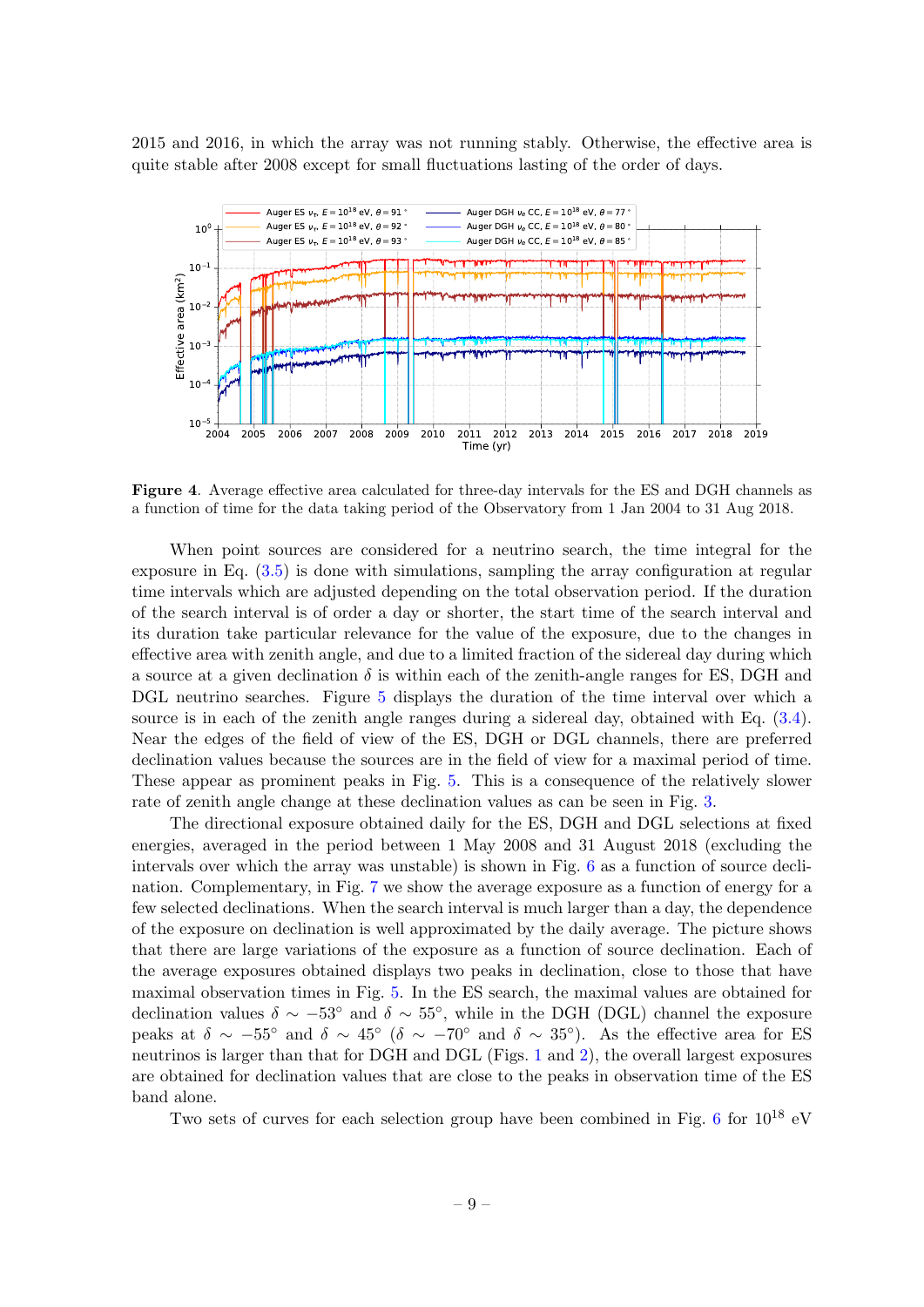2015 and 2016, in which the array was not running stably. Otherwise, the effective area is quite stable after 2008 except for small fluctuations lasting of the order of days.

Auger ES $\nu_\tau$, $E = 10^{18}$ eV, $\theta = 91^\circ$
Auger ES $\nu_\tau$, $E = 10^{18}$ eV, $\theta = 92^\circ$
Auger ES $\nu_\tau$, $E = 10^{18}$ eV, $\theta = 93^\circ$
Auger DGH $\nu_e$ CC, $E = 10^{18}$ eV, $\theta = 77^\circ$
Auger DGH $\nu_e$ CC, $E = 10^{18}$ eV, $\theta = 80^\circ$
Auger DGH $\nu_e$ CC, $E = 10^{18}$ eV, $\theta = 85^\circ$

Effective area (km$^2$)

$10^{0}$
$10^{-1}$
$10^{-2}$
$10^{-3}$
$10^{-4}$
$10^{-5}$

2004 2005 2006 2007 2008 2009 2010 2011 2012 2013 2014 2015 2016 2017 2018 2019

Time (yr)

**Figure 4**. Average effective area calculated for three-day intervals for the ES and DGH channels as a function of time for the data taking period of the Observatory from 1 Jan 2004 to 31 Aug 2018.

When point sources are considered for a neutrino search, the time integral for the exposure in Eq. (3.5) is done with simulations, sampling the array configuration at regular time intervals which are adjusted depending on the total observation period. If the duration of the search interval is of order a day or shorter, the start time of the search interval and its duration take particular relevance for the value of the exposure, due to the changes in effective area with zenith angle, and due to a limited fraction of the sidereal day during which a source at a given declination $\delta$ is within each of the zenith-angle ranges for ES, DGH and DGL neutrino searches. Figure 5 displays the duration of the time interval over which a source is in each of the zenith angle ranges during a sidereal day, obtained with Eq. (3.4). Near the edges of the field of view of the ES, DGH or DGL channels, there are preferred declination values because the sources are in the field of view for a maximal period of time. These appear as prominent peaks in Fig. 5. This is a consequence of the relatively slower rate of zenith angle change at these declination values as can be seen in Fig. 3.

The directional exposure obtained daily for the ES, DGH and DGL selections at fixed energies, averaged in the period between 1 May 2008 and 31 August 2018 (excluding the intervals over which the array was unstable) is shown in Fig. 6 as a function of source declination. Complementary, in Fig. 7 we show the average exposure as a function of energy for a few selected declinations. When the search interval is much larger than a day, the dependence of the exposure on declination is well approximated by the daily average. The picture shows that there are large variations of the exposure as a function of source declination. Each of the average exposures obtained displays two peaks in declination, close to those that have maximal observation times in Fig. 5. In the ES search, the maximal values are obtained for declination values $\delta \sim -53^\circ$ and $\delta \sim 55^\circ$, while in the DGH (DGL) channel the exposure peaks at $\delta \sim -55^\circ$ and $\delta \sim 45^\circ$ ($\delta \sim -70^\circ$ and $\delta \sim 35^\circ$). As the effective area for ES neutrinos is larger than that for DGH and DGL (Figs. 1 and 2), the overall largest exposures are obtained for declination values that are close to the peaks in observation time of the ES band alone.

Two sets of curves for each selection group have been combined in Fig. 6 for $10^{18}$ eV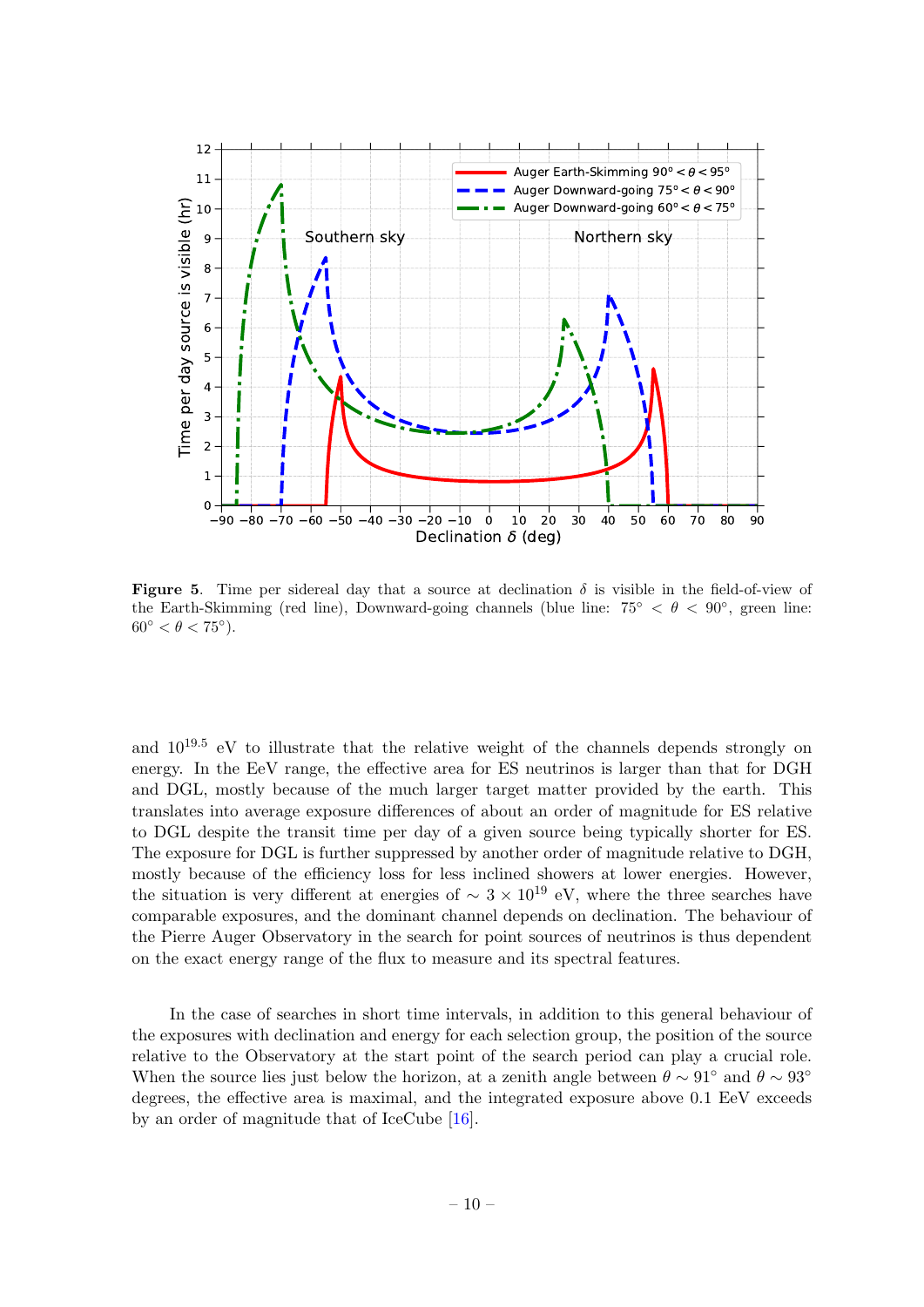Time per day source is visible (hr)

Southern sky

Northern sky

Auger Earth-Skimming $90° < \theta < 95°$

Auger Downward-going $75° < \theta < 90°$

Auger Downward-going $60° < \theta < 75°$

Declination $\delta$ (deg)

**Figure 5**. Time per sidereal day that a source at declination $\delta$ is visible in the field-of-view of the Earth-Skimming (red line), Downward-going channels (blue line: $75° < \theta < 90°$, green line: $60° < \theta < 75°$).

and $10^{19.5}$ eV to illustrate that the relative weight of the channels depends strongly on energy. In the EeV range, the effective area for ES neutrinos is larger than that for DGH and DGL, mostly because of the much larger target matter provided by the earth. This translates into average exposure differences of about an order of magnitude for ES relative to DGL despite the transit time per day of a given source being typically shorter for ES. The exposure for DGL is further suppressed by another order of magnitude relative to DGH, mostly because of the efficiency loss for less inclined showers at lower energies. However, the situation is very different at energies of $\sim 3 \times 10^{19}$ eV, where the three searches have comparable exposures, and the dominant channel depends on declination. The behaviour of the Pierre Auger Observatory in the search for point sources of neutrinos is thus dependent on the exact energy range of the flux to measure and its spectral features.

In the case of searches in short time intervals, in addition to this general behaviour of the exposures with declination and energy for each selection group, the position of the source relative to the Observatory at the start point of the search period can play a crucial role. When the source lies just below the horizon, at a zenith angle between $\theta \sim 91°$ and $\theta \sim 93°$ degrees, the effective area is maximal, and the integrated exposure above 0.1 EeV exceeds by an order of magnitude that of IceCube [16].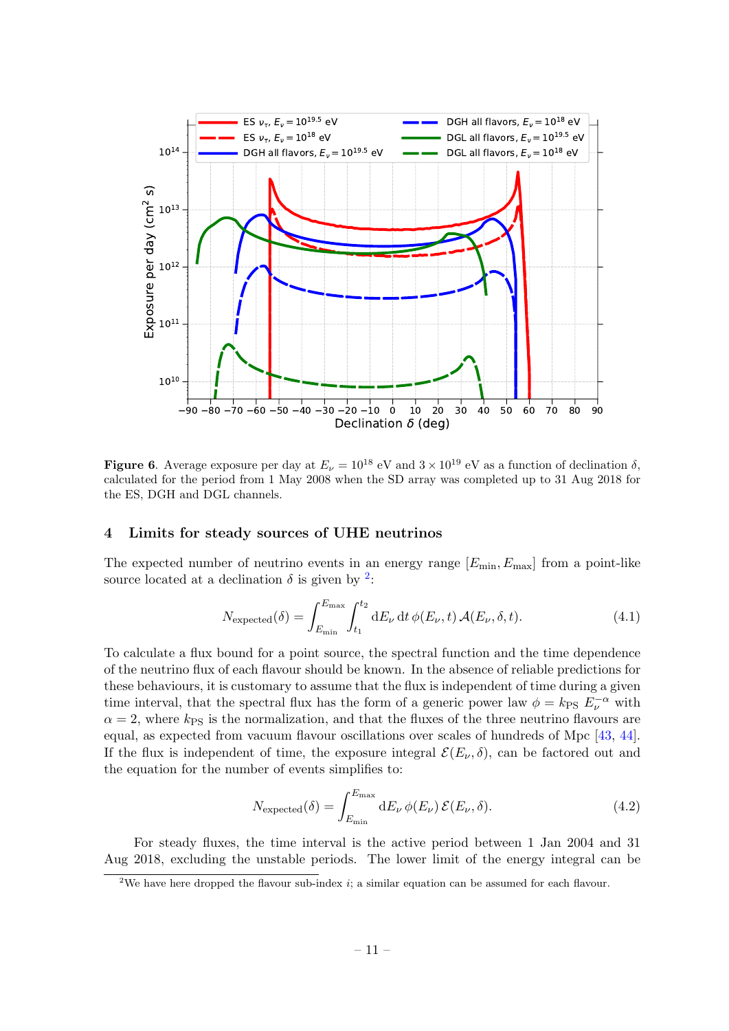ES $\nu_\tau$, $E_\nu = 10^{19.5}$ eV
ES $\nu_\tau$, $E_\nu = 10^{18}$ eV
DGH all flavors, $E_\nu = 10^{19.5}$ eV
DGH all flavors, $E_\nu = 10^{18}$ eV
DGL all flavors, $E_\nu = 10^{19.5}$ eV
DGL all flavors, $E_\nu = 10^{18}$ eV

Exposure per day (cm$^2$ s)

$10^{14}$
$10^{13}$
$10^{12}$
$10^{11}$
$10^{10}$

−90 −80 −70 −60 −50 −40 −30 −20 −10 0 10 20 30 40 50 60 70 80 90

Declination $\delta$ (deg)

**Figure 6**. Average exposure per day at $E_\nu = 10^{18}$ eV and $3 \times 10^{19}$ eV as a function of declination $\delta$, calculated for the period from 1 May 2008 when the SD array was completed up to 31 Aug 2018 for the ES, DGH and DGL channels.

## 4 Limits for steady sources of UHE neutrinos

The expected number of neutrino events in an energy range $[E_{\rm min}, E_{\rm max}]$ from a point-like source located at a declination $\delta$ is given by [2]:

$$N_{\rm expected}(\delta) = \int_{E_{\rm min}}^{E_{\rm max}} \int_{t_1}^{t_2} {\rm d}E_\nu \, {\rm d}t \, \phi(E_\nu, t) \, \mathcal{A}(E_\nu, \delta, t). \tag{4.1}$$

To calculate a flux bound for a point source, the spectral function and the time dependence of the neutrino flux of each flavour should be known. In the absence of reliable predictions for these behaviours, it is customary to assume that the flux is independent of time during a given time interval, that the spectral flux has the form of a generic power law $\phi = k_{\rm PS} \, E_\nu^{-\alpha}$ with $\alpha = 2$, where $k_{\rm PS}$ is the normalization, and that the fluxes of the three neutrino flavours are equal, as expected from vacuum flavour oscillations over scales of hundreds of Mpc [43, 44]. If the flux is independent of time, the exposure integral $\mathcal{E}(E_\nu, \delta)$, can be factored out and the equation for the number of events simplifies to:

$$N_{\rm expected}(\delta) = \int_{E_{\rm min}}^{E_{\rm max}} {\rm d}E_\nu \, \phi(E_\nu) \, \mathcal{E}(E_\nu, \delta). \tag{4.2}$$

For steady fluxes, the time interval is the active period between 1 Jan 2004 and 31 Aug 2018, excluding the unstable periods. The lower limit of the energy integral can be

[2] We have here dropped the flavour sub-index $i$; a similar equation can be assumed for each flavour.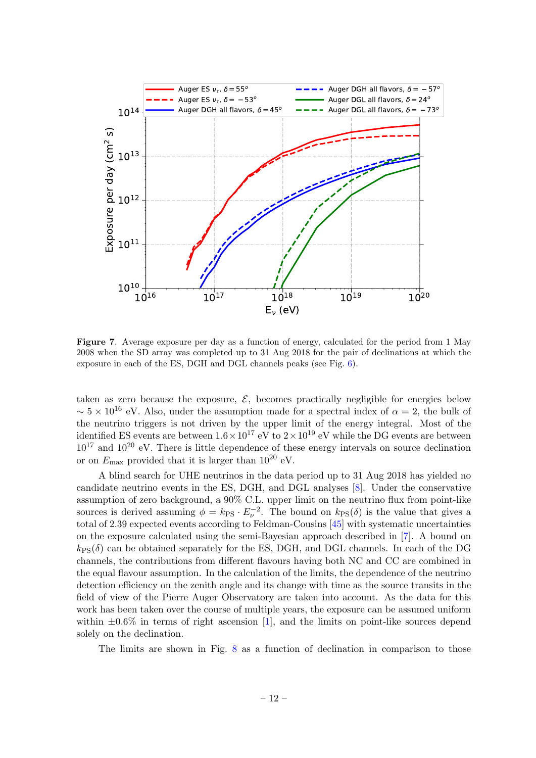Auger ES $\nu_\tau$, $\delta = 55^o$
Auger ES $\nu_\tau$, $\delta = -53^o$
Auger DGH all flavors, $\delta = 45^o$
Auger DGH all flavors, $\delta = -57^o$
Auger DGL all flavors, $\delta = 24^o$
Auger DGL all flavors, $\delta = -73^o$

Exposure per day (cm$^2$ s)

$10^{14}$
$10^{13}$
$10^{12}$
$10^{11}$
$10^{10}$

$10^{16}$ $10^{17}$ $10^{18}$ $10^{19}$ $10^{20}$

E$_\nu$ (eV)

**Figure 7**. Average exposure per day as a function of energy, calculated for the period from 1 May 2008 when the SD array was completed up to 31 Aug 2018 for the pair of declinations at which the exposure in each of the ES, DGH and DGL channels peaks (see Fig. 6).

taken as zero because the exposure, $\mathcal{E}$, becomes practically negligible for energies below $\sim 5 \times 10^{16}$ eV. Also, under the assumption made for a spectral index of $\alpha = 2$, the bulk of the neutrino triggers is not driven by the upper limit of the energy integral. Most of the identified ES events are between $1.6 \times 10^{17}$ eV to $2 \times 10^{19}$ eV while the DG events are between $10^{17}$ and $10^{20}$ eV. There is little dependence of these energy intervals on source declination or on $E_{\rm max}$ provided that it is larger than $10^{20}$ eV.

A blind search for UHE neutrinos in the data period up to 31 Aug 2018 has yielded no candidate neutrino events in the ES, DGH, and DGL analyses [8]. Under the conservative assumption of zero background, a 90% C.L. upper limit on the neutrino flux from point-like sources is derived assuming $\phi = k_{\rm PS} \cdot E_\nu^{-2}$. The bound on $k_{\rm PS}(\delta)$ is the value that gives a total of 2.39 expected events according to Feldman-Cousins [45] with systematic uncertainties on the exposure calculated using the semi-Bayesian approach described in [7]. A bound on $k_{\rm PS}(\delta)$ can be obtained separately for the ES, DGH, and DGL channels. In each of the DG channels, the contributions from different flavours having both NC and CC are combined in the equal flavour assumption. In the calculation of the limits, the dependence of the neutrino detection efficiency on the zenith angle and its change with time as the source transits in the field of view of the Pierre Auger Observatory are taken into account. As the data for this work has been taken over the course of multiple years, the exposure can be assumed uniform within $\pm 0.6\%$ in terms of right ascension [1], and the limits on point-like sources depend solely on the declination.

The limits are shown in Fig. 8 as a function of declination in comparison to those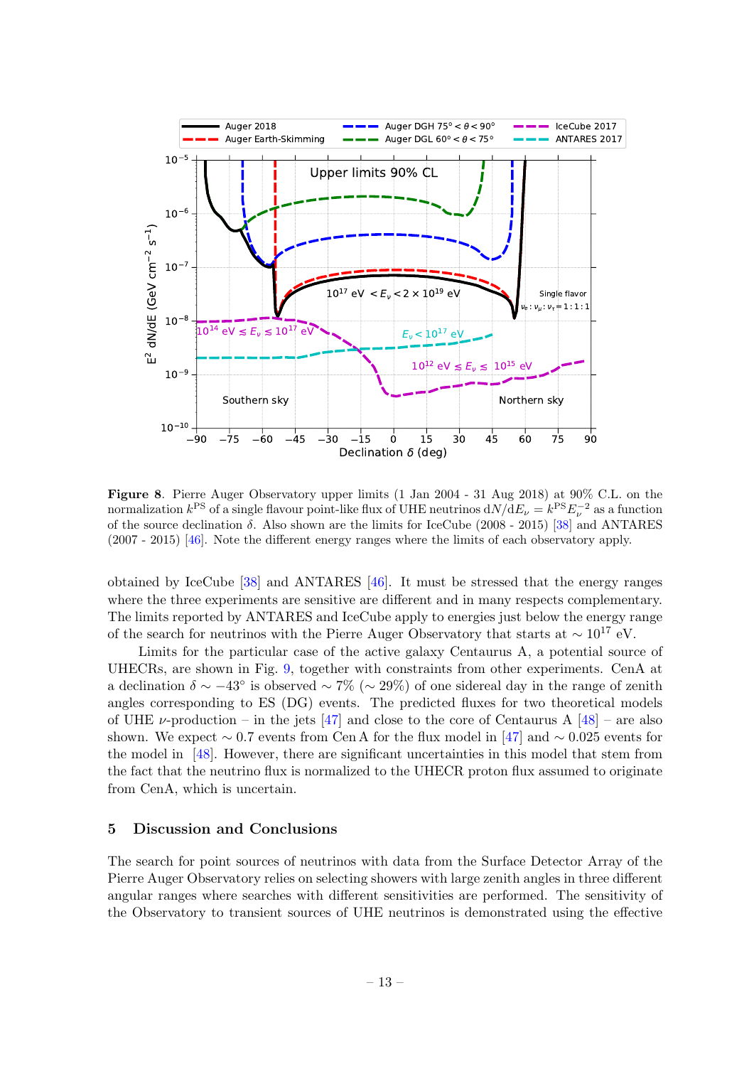Auger 2018
Auger Earth-Skimming
Auger DGH $75° < \theta < 90°$
Auger DGL $60° < \theta < 75°$
IceCube 2017
ANTARES 2017

Upper limits 90% CL

$10^{17}$ eV $< E_\nu < 2 \times 10^{19}$ eV

Single flavor
$\nu_e : \nu_\mu : \nu_\tau = 1:1:1$

$10^{14}$ eV $\lesssim E_\nu \lesssim 10^{17}$ eV

$E_\nu < 10^{17}$ eV

$10^{12}$ eV $\lesssim E_\nu \lesssim 10^{15}$ eV

Southern sky

Northern sky

$10^{-5}$
$10^{-6}$
$10^{-7}$
$10^{-8}$
$10^{-9}$
$10^{-10}$

$-90$ $-75$ $-60$ $-45$ $-30$ $-15$ $0$ $15$ $30$ $45$ $60$ $75$ $90$

Declination $\delta$ (deg)

E$^2$ dN/dE (GeV cm$^{-2}$ s$^{-1}$)

**Figure 8**. Pierre Auger Observatory upper limits (1 Jan 2004 - 31 Aug 2018) at 90% C.L. on the normalization $k^{\rm PS}$ of a single flavour point-like flux of UHE neutrinos $\mathrm{d}N/\mathrm{d}E_\nu = k^{\rm PS} E_\nu^{-2}$ as a function of the source declination $\delta$. Also shown are the limits for IceCube (2008 - 2015) [38] and ANTARES (2007 - 2015) [46]. Note the different energy ranges where the limits of each observatory apply.

obtained by IceCube [38] and ANTARES [46]. It must be stressed that the energy ranges where the three experiments are sensitive are different and in many respects complementary. The limits reported by ANTARES and IceCube apply to energies just below the energy range of the search for neutrinos with the Pierre Auger Observatory that starts at $\sim 10^{17}$ eV.

Limits for the particular case of the active galaxy Centaurus A, a potential source of UHECRs, are shown in Fig. 9, together with constraints from other experiments. CenA at a declination $\delta \sim -43°$ is observed $\sim 7\%$ ($\sim 29\%$) of one sidereal day in the range of zenith angles corresponding to ES (DG) events. The predicted fluxes for two theoretical models of UHE $\nu$-production – in the jets [47] and close to the core of Centaurus A [48] – are also shown. We expect $\sim 0.7$ events from Cen A for the flux model in [47] and $\sim 0.025$ events for the model in [48]. However, there are significant uncertainties in this model that stem from the fact that the neutrino flux is normalized to the UHECR proton flux assumed to originate from CenA, which is uncertain.

## 5 Discussion and Conclusions

The search for point sources of neutrinos with data from the Surface Detector Array of the Pierre Auger Observatory relies on selecting showers with large zenith angles in three different angular ranges where searches with different sensitivities are performed. The sensitivity of the Observatory to transient sources of UHE neutrinos is demonstrated using the effective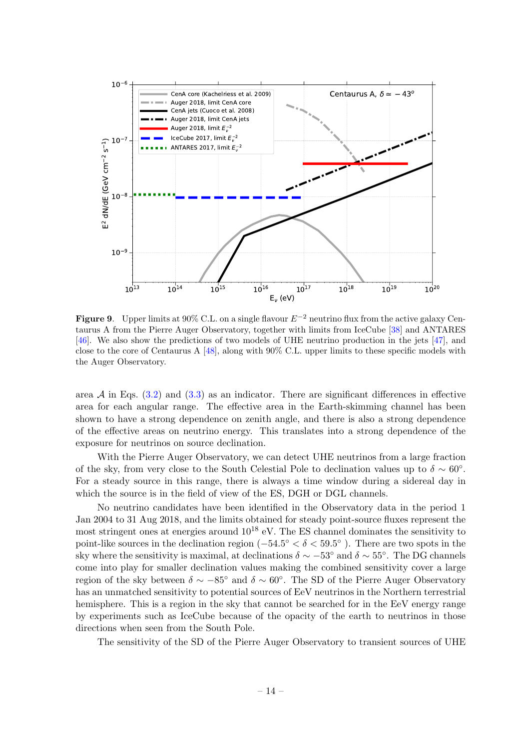**Figure 9**. Upper limits at 90% C.L. on a single flavour $E^{-2}$ neutrino flux from the active galaxy Centaurus A from the Pierre Auger Observatory, together with limits from IceCube [38] and ANTARES [46]. We also show the predictions of two models of UHE neutrino production in the jets [47], and close to the core of Centaurus A [48], along with 90% C.L. upper limits to these specific models with the Auger Observatory.

area $\mathcal{A}$ in Eqs. (3.2) and (3.3) as an indicator. There are significant differences in effective area for each angular range. The effective area in the Earth-skimming channel has been shown to have a strong dependence on zenith angle, and there is also a strong dependence of the effective areas on neutrino energy. This translates into a strong dependence of the exposure for neutrinos on source declination.

With the Pierre Auger Observatory, we can detect UHE neutrinos from a large fraction of the sky, from very close to the South Celestial Pole to declination values up to $\delta \sim 60^\circ$. For a steady source in this range, there is always a time window during a sidereal day in which the source is in the field of view of the ES, DGH or DGL channels.

No neutrino candidates have been identified in the Observatory data in the period 1 Jan 2004 to 31 Aug 2018, and the limits obtained for steady point-source fluxes represent the most stringent ones at energies around $10^{18}$ eV. The ES channel dominates the sensitivity to point-like sources in the declination region ($-54.5^\circ < \delta < 59.5^\circ$ ). There are two spots in the sky where the sensitivity is maximal, at declinations $\delta \sim -53^\circ$ and $\delta \sim 55^\circ$. The DG channels come into play for smaller declination values making the combined sensitivity cover a large region of the sky between $\delta \sim -85^\circ$ and $\delta \sim 60^\circ$. The SD of the Pierre Auger Observatory has an unmatched sensitivity to potential sources of EeV neutrinos in the Northern terrestrial hemisphere. This is a region in the sky that cannot be searched for in the EeV energy range by experiments such as IceCube because of the opacity of the earth to neutrinos in those directions when seen from the South Pole.

The sensitivity of the SD of the Pierre Auger Observatory to transient sources of UHE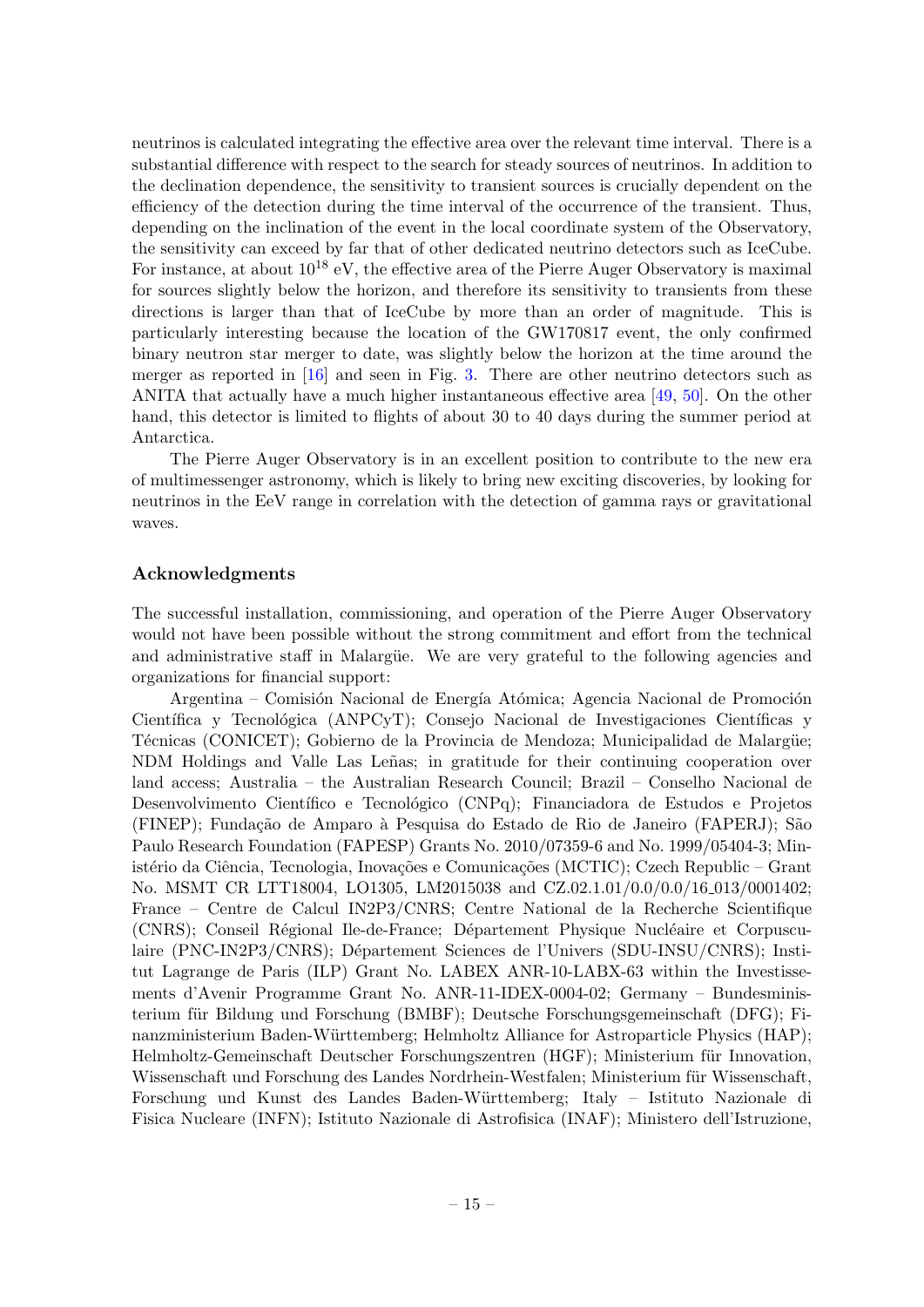neutrinos is calculated integrating the effective area over the relevant time interval. There is a substantial difference with respect to the search for steady sources of neutrinos. In addition to the declination dependence, the sensitivity to transient sources is crucially dependent on the efficiency of the detection during the time interval of the occurrence of the transient. Thus, depending on the inclination of the event in the local coordinate system of the Observatory, the sensitivity can exceed by far that of other dedicated neutrino detectors such as IceCube. For instance, at about $10^{18}$ eV, the effective area of the Pierre Auger Observatory is maximal for sources slightly below the horizon, and therefore its sensitivity to transients from these directions is larger than that of IceCube by more than an order of magnitude. This is particularly interesting because the location of the GW170817 event, the only confirmed binary neutron star merger to date, was slightly below the horizon at the time around the merger as reported in [16] and seen in Fig. 3. There are other neutrino detectors such as ANITA that actually have a much higher instantaneous effective area [49, 50]. On the other hand, this detector is limited to flights of about 30 to 40 days during the summer period at Antarctica.

The Pierre Auger Observatory is in an excellent position to contribute to the new era of multimessenger astronomy, which is likely to bring new exciting discoveries, by looking for neutrinos in the EeV range in correlation with the detection of gamma rays or gravitational waves.

## Acknowledgments

The successful installation, commissioning, and operation of the Pierre Auger Observatory would not have been possible without the strong commitment and effort from the technical and administrative staff in Malargüe. We are very grateful to the following agencies and organizations for financial support:

Argentina – Comisión Nacional de Energía Atómica; Agencia Nacional de Promoción Científica y Tecnológica (ANPCyT); Consejo Nacional de Investigaciones Científicas y Técnicas (CONICET); Gobierno de la Provincia de Mendoza; Municipalidad de Malargüe; NDM Holdings and Valle Las Leñas; in gratitude for their continuing cooperation over land access; Australia – the Australian Research Council; Brazil – Conselho Nacional de Desenvolvimento Científico e Tecnológico (CNPq); Financiadora de Estudos e Projetos (FINEP); Fundação de Amparo à Pesquisa do Estado de Rio de Janeiro (FAPERJ); São Paulo Research Foundation (FAPESP) Grants No. 2010/07359-6 and No. 1999/05404-3; Ministério da Ciência, Tecnologia, Inovações e Comunicações (MCTIC); Czech Republic – Grant No. MSMT CR LTT18004, LO1305, LM2015038 and CZ.02.1.01/0.0/0.0/16_013/0001402; France – Centre de Calcul IN2P3/CNRS; Centre National de la Recherche Scientifique (CNRS); Conseil Régional Ile-de-France; Département Physique Nucléaire et Corpusculaire (PNC-IN2P3/CNRS); Département Sciences de l'Univers (SDU-INSU/CNRS); Institut Lagrange de Paris (ILP) Grant No. LABEX ANR-10-LABX-63 within the Investissements d'Avenir Programme Grant No. ANR-11-IDEX-0004-02; Germany – Bundesministerium für Bildung und Forschung (BMBF); Deutsche Forschungsgemeinschaft (DFG); Finanzministerium Baden-Württemberg; Helmholtz Alliance for Astroparticle Physics (HAP); Helmholtz-Gemeinschaft Deutscher Forschungszentren (HGF); Ministerium für Innovation, Wissenschaft und Forschung des Landes Nordrhein-Westfalen; Ministerium für Wissenschaft, Forschung und Kunst des Landes Baden-Württemberg; Italy – Istituto Nazionale di Fisica Nucleare (INFN); Istituto Nazionale di Astrofisica (INAF); Ministero dell'Istruzione,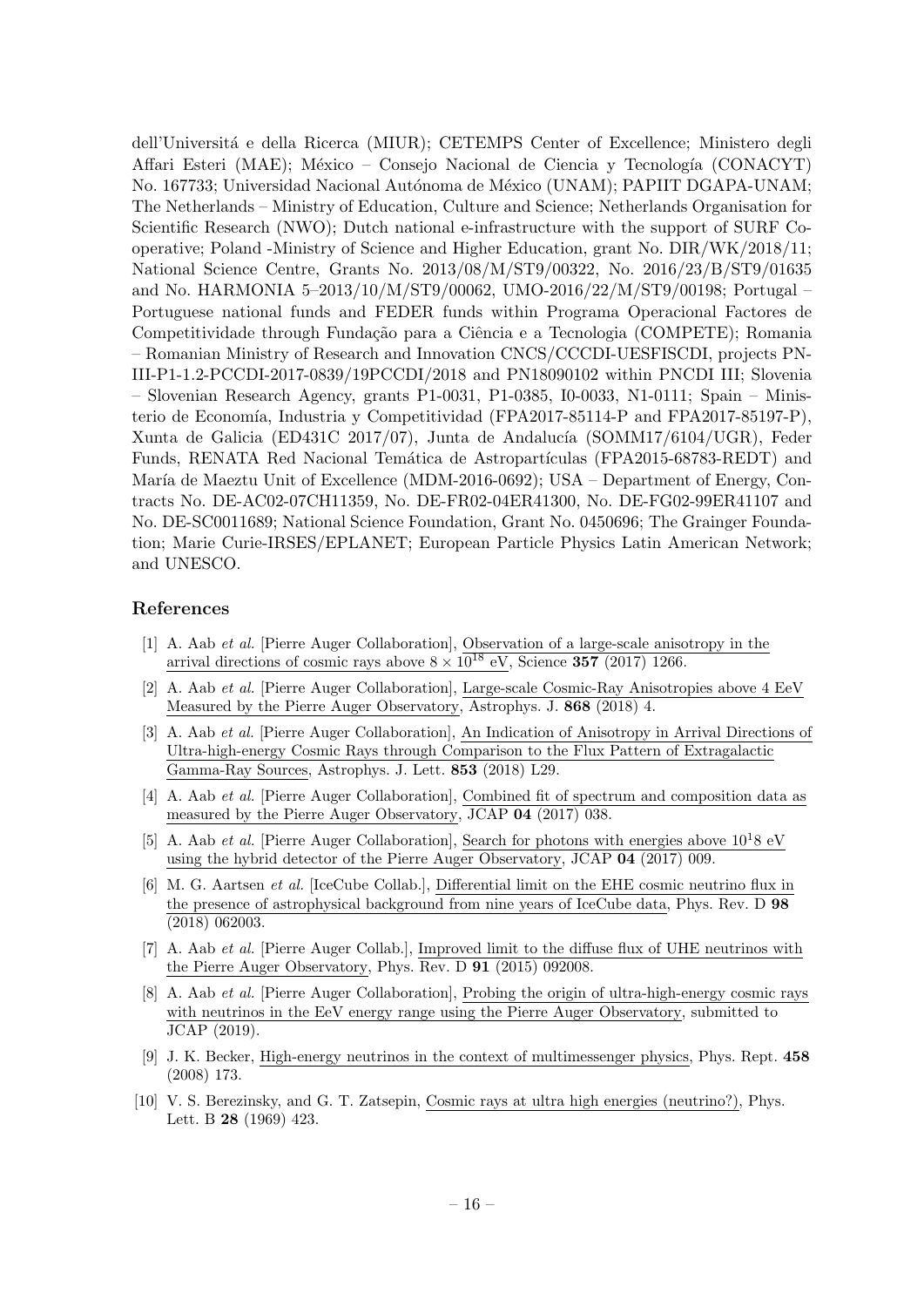dell'Universitá e della Ricerca (MIUR); CETEMPS Center of Excellence; Ministero degli Affari Esteri (MAE); México – Consejo Nacional de Ciencia y Tecnología (CONACYT) No. 167733; Universidad Nacional Autónoma de México (UNAM); PAPIIT DGAPA-UNAM; The Netherlands – Ministry of Education, Culture and Science; Netherlands Organisation for Scientific Research (NWO); Dutch national e-infrastructure with the support of SURF Cooperative; Poland -Ministry of Science and Higher Education, grant No. DIR/WK/2018/11; National Science Centre, Grants No. 2013/08/M/ST9/00322, No. 2016/23/B/ST9/01635 and No. HARMONIA 5–2013/10/M/ST9/00062, UMO-2016/22/M/ST9/00198; Portugal – Portuguese national funds and FEDER funds within Programa Operacional Factores de Competitividade through Fundação para a Ciência e a Tecnologia (COMPETE); Romania – Romanian Ministry of Research and Innovation CNCS/CCCDI-UESFISCDI, projects PN-III-P1-1.2-PCCDI-2017-0839/19PCCDI/2018 and PN18090102 within PNCDI III; Slovenia – Slovenian Research Agency, grants P1-0031, P1-0385, I0-0033, N1-0111; Spain – Ministerio de Economía, Industria y Competitividad (FPA2017-85114-P and FPA2017-85197-P), Xunta de Galicia (ED431C 2017/07), Junta de Andalucía (SOMM17/6104/UGR), Feder Funds, RENATA Red Nacional Temática de Astropartículas (FPA2015-68783-REDT) and María de Maeztu Unit of Excellence (MDM-2016-0692); USA – Department of Energy, Contracts No. DE-AC02-07CH11359, No. DE-FR02-04ER41300, No. DE-FG02-99ER41107 and No. DE-SC0011689; National Science Foundation, Grant No. 0450696; The Grainger Foundation; Marie Curie-IRSES/EPLANET; European Particle Physics Latin American Network; and UNESCO.

## References

[1] A. Aab *et al.* [Pierre Auger Collaboration], Observation of a large-scale anisotropy in the arrival directions of cosmic rays above $8 \times 10^{18}$ eV, Science **357** (2017) 1266.

[2] A. Aab *et al.* [Pierre Auger Collaboration], Large-scale Cosmic-Ray Anisotropies above 4 EeV Measured by the Pierre Auger Observatory, Astrophys. J. **868** (2018) 4.

[3] A. Aab *et al.* [Pierre Auger Collaboration], An Indication of Anisotropy in Arrival Directions of Ultra-high-energy Cosmic Rays through Comparison to the Flux Pattern of Extragalactic Gamma-Ray Sources, Astrophys. J. Lett. **853** (2018) L29.

[4] A. Aab *et al.* [Pierre Auger Collaboration], Combined fit of spectrum and composition data as measured by the Pierre Auger Observatory, JCAP **04** (2017) 038.

[5] A. Aab *et al.* [Pierre Auger Collaboration], Search for photons with energies above $10^18$ eV using the hybrid detector of the Pierre Auger Observatory, JCAP **04** (2017) 009.

[6] M. G. Aartsen *et al.* [IceCube Collab.], Differential limit on the EHE cosmic neutrino flux in the presence of astrophysical background from nine years of IceCube data, Phys. Rev. D **98** (2018) 062003.

[7] A. Aab *et al.* [Pierre Auger Collab.], Improved limit to the diffuse flux of UHE neutrinos with the Pierre Auger Observatory, Phys. Rev. D **91** (2015) 092008.

[8] A. Aab *et al.* [Pierre Auger Collaboration], Probing the origin of ultra-high-energy cosmic rays with neutrinos in the EeV energy range using the Pierre Auger Observatory, submitted to JCAP (2019).

[9] J. K. Becker, High-energy neutrinos in the context of multimessenger physics, Phys. Rept. **458** (2008) 173.

[10] V. S. Berezinsky, and G. T. Zatsepin, Cosmic rays at ultra high energies (neutrino?), Phys. Lett. B **28** (1969) 423.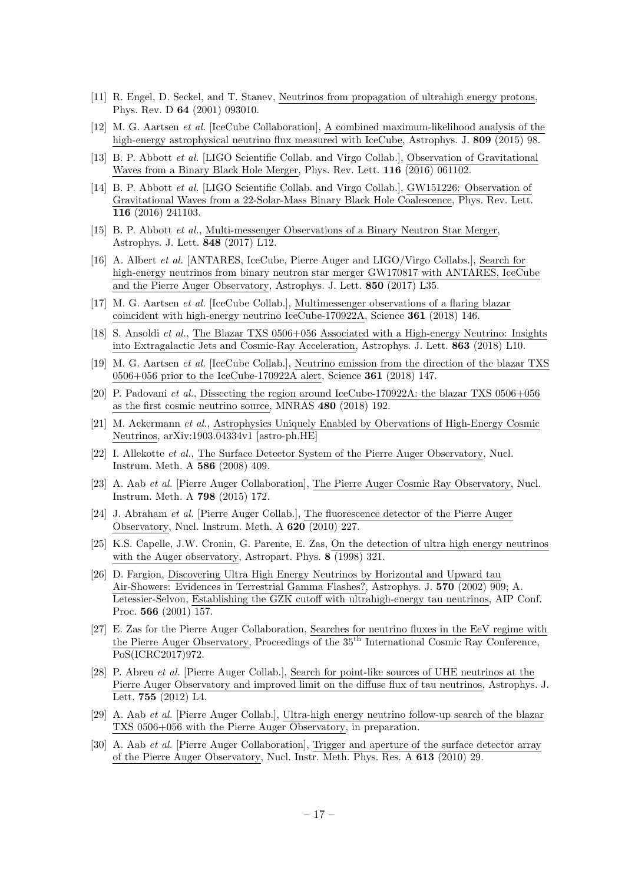[11] R. Engel, D. Seckel, and T. Stanev, Neutrinos from propagation of ultrahigh energy protons, Phys. Rev. D **64** (2001) 093010.

[12] M. G. Aartsen *et al.* [IceCube Collaboration], A combined maximum-likelihood analysis of the high-energy astrophysical neutrino flux measured with IceCube, Astrophys. J. **809** (2015) 98.

[13] B. P. Abbott *et al.* [LIGO Scientific Collab. and Virgo Collab.], Observation of Gravitational Waves from a Binary Black Hole Merger, Phys. Rev. Lett. **116** (2016) 061102.

[14] B. P. Abbott *et al.* [LIGO Scientific Collab. and Virgo Collab.], GW151226: Observation of Gravitational Waves from a 22-Solar-Mass Binary Black Hole Coalescence, Phys. Rev. Lett. **116** (2016) 241103.

[15] B. P. Abbott *et al.*, Multi-messenger Observations of a Binary Neutron Star Merger, Astrophys. J. Lett. **848** (2017) L12.

[16] A. Albert *et al.* [ANTARES, IceCube, Pierre Auger and LIGO/Virgo Collabs.], Search for high-energy neutrinos from binary neutron star merger GW170817 with ANTARES, IceCube and the Pierre Auger Observatory, Astrophys. J. Lett. **850** (2017) L35.

[17] M. G. Aartsen *et al.* [IceCube Collab.], Multimessenger observations of a flaring blazar coincident with high-energy neutrino IceCube-170922A, Science **361** (2018) 146.

[18] S. Ansoldi *et al.*, The Blazar TXS 0506+056 Associated with a High-energy Neutrino: Insights into Extragalactic Jets and Cosmic-Ray Acceleration, Astrophys. J. Lett. **863** (2018) L10.

[19] M. G. Aartsen *et al.* [IceCube Collab.], Neutrino emission from the direction of the blazar TXS 0506+056 prior to the IceCube-170922A alert, Science **361** (2018) 147.

[20] P. Padovani *et al.*, Dissecting the region around IceCube-170922A: the blazar TXS 0506+056 as the first cosmic neutrino source, MNRAS **480** (2018) 192.

[21] M. Ackermann *et al.*, Astrophysics Uniquely Enabled by Obervations of High-Energy Cosmic Neutrinos, arXiv:1903.04334v1 [astro-ph.HE]

[22] I. Allekotte *et al.*, The Surface Detector System of the Pierre Auger Observatory, Nucl. Instrum. Meth. A **586** (2008) 409.

[23] A. Aab *et al.* [Pierre Auger Collaboration], The Pierre Auger Cosmic Ray Observatory, Nucl. Instrum. Meth. A **798** (2015) 172.

[24] J. Abraham *et al.* [Pierre Auger Collab.], The fluorescence detector of the Pierre Auger Observatory, Nucl. Instrum. Meth. A **620** (2010) 227.

[25] K.S. Capelle, J.W. Cronin, G. Parente, E. Zas, On the detection of ultra high energy neutrinos with the Auger observatory, Astropart. Phys. **8** (1998) 321.

[26] D. Fargion, Discovering Ultra High Energy Neutrinos by Horizontal and Upward tau Air-Showers: Evidences in Terrestrial Gamma Flashes?, Astrophys. J. **570** (2002) 909; A. Letessier-Selvon, Establishing the GZK cutoff with ultrahigh-energy tau neutrinos, AIP Conf. Proc. **566** (2001) 157.

[27] E. Zas for the Pierre Auger Collaboration, Searches for neutrino fluxes in the EeV regime with the Pierre Auger Observatory, Proceedings of the 35$^{\text{th}}$ International Cosmic Ray Conference, PoS(ICRC2017)972.

[28] P. Abreu *et al.* [Pierre Auger Collab.], Search for point-like sources of UHE neutrinos at the Pierre Auger Observatory and improved limit on the diffuse flux of tau neutrinos, Astrophys. J. Lett. **755** (2012) L4.

[29] A. Aab *et al.* [Pierre Auger Collab.], Ultra-high energy neutrino follow-up search of the blazar TXS 0506+056 with the Pierre Auger Observatory, in preparation.

[30] A. Aab *et al.* [Pierre Auger Collaboration], Trigger and aperture of the surface detector array of the Pierre Auger Observatory, Nucl. Instr. Meth. Phys. Res. A **613** (2010) 29.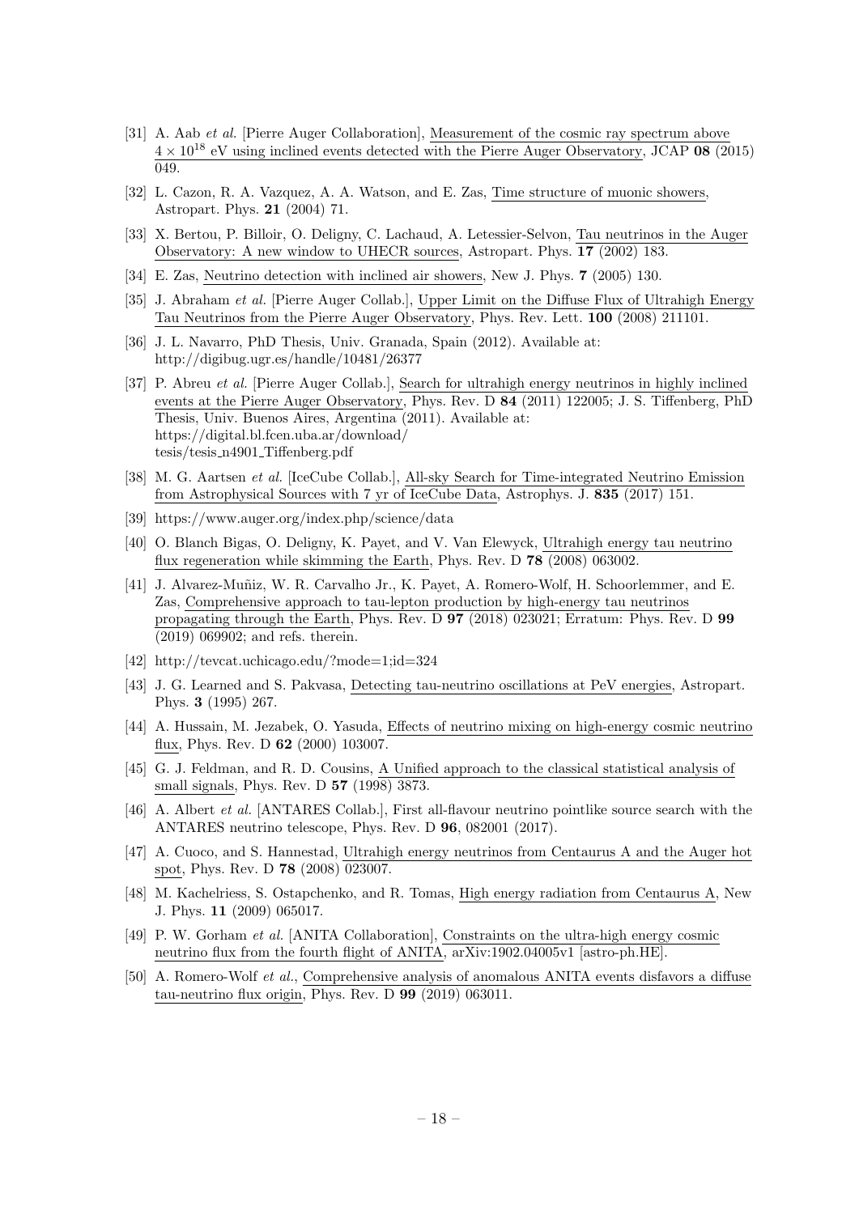[31] A. Aab *et al.* [Pierre Auger Collaboration], Measurement of the cosmic ray spectrum above $4 \times 10^{18}$ eV using inclined events detected with the Pierre Auger Observatory, JCAP **08** (2015) 049.

[32] L. Cazon, R. A. Vazquez, A. A. Watson, and E. Zas, Time structure of muonic showers, Astropart. Phys. **21** (2004) 71.

[33] X. Bertou, P. Billoir, O. Deligny, C. Lachaud, A. Letessier-Selvon, Tau neutrinos in the Auger Observatory: A new window to UHECR sources, Astropart. Phys. **17** (2002) 183.

[34] E. Zas, Neutrino detection with inclined air showers, New J. Phys. **7** (2005) 130.

[35] J. Abraham *et al.* [Pierre Auger Collab.], Upper Limit on the Diffuse Flux of Ultrahigh Energy Tau Neutrinos from the Pierre Auger Observatory, Phys. Rev. Lett. **100** (2008) 211101.

[36] J. L. Navarro, PhD Thesis, Univ. Granada, Spain (2012). Available at: http://digibug.ugr.es/handle/10481/26377

[37] P. Abreu *et al.* [Pierre Auger Collab.], Search for ultrahigh energy neutrinos in highly inclined events at the Pierre Auger Observatory, Phys. Rev. D **84** (2011) 122005; J. S. Tiffenberg, PhD Thesis, Univ. Buenos Aires, Argentina (2011). Available at: https://digital.bl.fcen.uba.ar/download/tesis/tesis_n4901_Tiffenberg.pdf

[38] M. G. Aartsen *et al.* [IceCube Collab.], All-sky Search for Time-integrated Neutrino Emission from Astrophysical Sources with 7 yr of IceCube Data, Astrophys. J. **835** (2017) 151.

[39] https://www.auger.org/index.php/science/data

[40] O. Blanch Bigas, O. Deligny, K. Payet, and V. Van Elewyck, Ultrahigh energy tau neutrino flux regeneration while skimming the Earth, Phys. Rev. D **78** (2008) 063002.

[41] J. Alvarez-Muñiz, W. R. Carvalho Jr., K. Payet, A. Romero-Wolf, H. Schoorlemmer, and E. Zas, Comprehensive approach to tau-lepton production by high-energy tau neutrinos propagating through the Earth, Phys. Rev. D **97** (2018) 023021; Erratum: Phys. Rev. D **99** (2019) 069902; and refs. therein.

[42] http://tevcat.uchicago.edu/?mode=1;id=324

[43] J. G. Learned and S. Pakvasa, Detecting tau-neutrino oscillations at PeV energies, Astropart. Phys. **3** (1995) 267.

[44] A. Hussain, M. Jezabek, O. Yasuda, Effects of neutrino mixing on high-energy cosmic neutrino flux, Phys. Rev. D **62** (2000) 103007.

[45] G. J. Feldman, and R. D. Cousins, A Unified approach to the classical statistical analysis of small signals, Phys. Rev. D **57** (1998) 3873.

[46] A. Albert *et al.* [ANTARES Collab.], First all-flavour neutrino pointlike source search with the ANTARES neutrino telescope, Phys. Rev. D **96**, 082001 (2017).

[47] A. Cuoco, and S. Hannestad, Ultrahigh energy neutrinos from Centaurus A and the Auger hot spot, Phys. Rev. D **78** (2008) 023007.

[48] M. Kachelriess, S. Ostapchenko, and R. Tomas, High energy radiation from Centaurus A, New J. Phys. **11** (2009) 065017.

[49] P. W. Gorham *et al.* [ANITA Collaboration], Constraints on the ultra-high energy cosmic neutrino flux from the fourth flight of ANITA, arXiv:1902.04005v1 [astro-ph.HE].

[50] A. Romero-Wolf *et al.*, Comprehensive analysis of anomalous ANITA events disfavors a diffuse tau-neutrino flux origin, Phys. Rev. D **99** (2019) 063011.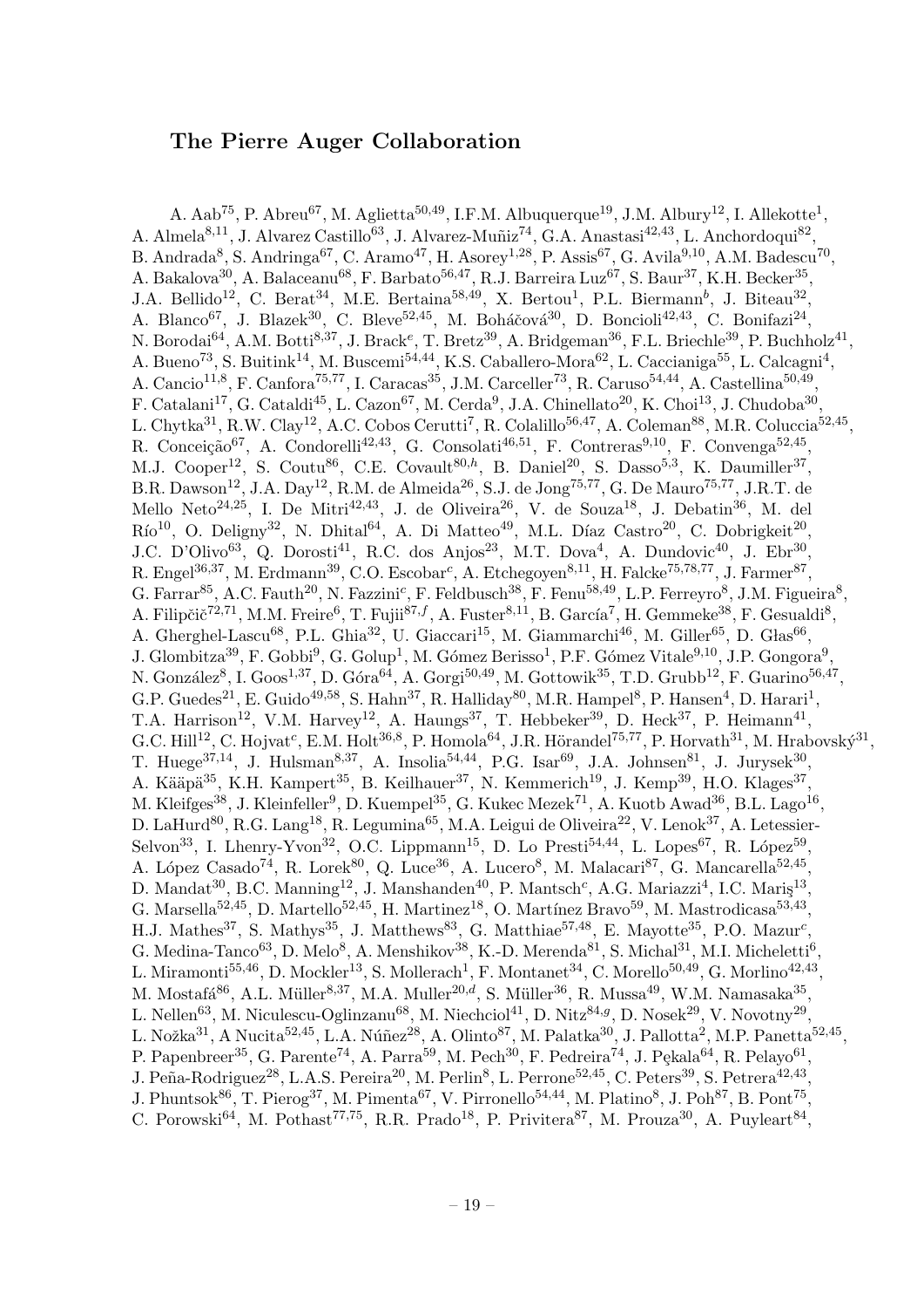## The Pierre Auger Collaboration

A. Aab[75], P. Abreu[67], M. Aglietta[50,49], I.F.M. Albuquerque[19], J.M. Albury[12], I. Allekotte[1], A. Almela[8,11], J. Alvarez Castillo[63], J. Alvarez-Muñiz[74], G.A. Anastasi[42,43], L. Anchordoqui[82], B. Andrada[8], S. Andringa[67], C. Aramo[47], H. Asorey[1,28], P. Assis[67], G. Avila[9,10], A.M. Badescu[70], A. Bakalova[30], A. Balaceanu[68], F. Barbato[56,47], R.J. Barreira Luz[67], S. Baur[37], K.H. Becker[35], J.A. Bellido[12], C. Berat[34], M.E. Bertaina[58,49], X. Bertou[1], P.L. Biermann[b], J. Biteau[32], A. Blanco[67], J. Blazek[30], C. Bleve[52,45], M. Boháčová[30], D. Boncioli[42,43], C. Bonifazi[24], N. Borodai[64], A.M. Botti[8,37], J. Brack[e], T. Bretz[39], A. Bridgeman[36], F.L. Briechle[39], P. Buchholz[41], A. Bueno[73], S. Buitink[14], M. Buscemi[54,44], K.S. Caballero-Mora[62], L. Caccianiga[55], L. Calcagni[4], A. Cancio[11,8], F. Canfora[75,77], I. Caracas[35], J.M. Carceller[73], R. Caruso[54,44], A. Castellina[50,49], F. Catalani[17], G. Cataldi[45], L. Cazon[67], M. Cerda[9], J.A. Chinellato[20], K. Choi[13], J. Chudoba[30], L. Chytka[31], R.W. Clay[12], A.C. Cobos Cerutti[7], R. Colalillo[56,47], A. Coleman[88], M.R. Coluccia[52,45], R. Conceição[67], A. Condorelli[42,43], G. Consolati[46,51], F. Contreras[9,10], F. Convenga[52,45], M.J. Cooper[12], S. Coutu[86], C.E. Covault[80,h], B. Daniel[20], S. Dasso[5,3], K. Daumiller[37], B.R. Dawson[12], J.A. Day[12], R.M. de Almeida[26], S.J. de Jong[75,77], G. De Mauro[75,77], J.R.T. de Mello Neto[24,25], I. De Mitri[42,43], J. de Oliveira[26], V. de Souza[18], J. Debatin[36], M. del Río[10], O. Deligny[32], N. Dhital[64], A. Di Matteo[49], M.L. Díaz Castro[20], C. Dobrigkeit[20], J.C. D'Olivo[63], Q. Dorosti[41], R.C. dos Anjos[23], M.T. Dova[4], A. Dundovic[40], J. Ebr[30], R. Engel[36,37], M. Erdmann[39], C.O. Escobar[c], A. Etchegoyen[8,11], H. Falcke[75,78,77], J. Farmer[87], G. Farrar[85], A.C. Fauth[20], N. Fazzini[c], F. Feldbusch[38], F. Fenu[58,49], L.P. Ferreyro[8], J.M. Figueira[8], A. Filipčič[72,71], M.M. Freire[6], T. Fujii[87,f], A. Fuster[8,11], B. García[7], H. Gemmeke[38], F. Gesualdi[8], A. Gherghel-Lascu[68], P.L. Ghia[32], U. Giaccari[15], M. Giammarchi[46], M. Giller[65], D. Głas[66], J. Glombitza[39], F. Gobbi[9], G. Golup[1], M. Gómez Berisso[1], P.F. Gómez Vitale[9,10], J.P. Gongora[9], N. González[8], I. Goos[1,37], D. Góra[64], A. Gorgi[50,49], M. Gottowik[35], T.D. Grubb[12], F. Guarino[56,47], G.P. Guedes[21], E. Guido[49,58], S. Hahn[37], R. Halliday[80], M.R. Hampel[8], P. Hansen[4], D. Harari[1], T.A. Harrison[12], V.M. Harvey[12], A. Haungs[37], T. Hebbeker[39], D. Heck[37], P. Heimann[41], G.C. Hill[12], C. Hojvat[c], E.M. Holt[36,8], P. Homola[64], J.R. Hörandel[75,77], P. Horvath[31], M. Hrabovský[31], T. Huege[37,14], J. Hulsman[8,37], A. Insolia[54,44], P.G. Isar[69], J.A. Johnsen[81], J. Jurysek[30], A. Kääpä[35], K.H. Kampert[35], B. Keilhauer[37], N. Kemmerich[19], J. Kemp[39], H.O. Klages[37], M. Kleifges[38], J. Kleinfeller[9], D. Kuempel[35], G. Kukec Mezek[71], A. Kuotb Awad[36], B.L. Lago[16], D. LaHurd[80], R.G. Lang[18], R. Legumina[65], M.A. Leigui de Oliveira[22], V. Lenok[37], A. Letessier-Selvon[33], I. Lhenry-Yvon[32], O.C. Lippmann[15], D. Lo Presti[54,44], L. Lopes[67], R. López[59], A. López Casado[74], R. Lorek[80], Q. Luce[36], A. Lucero[8], M. Malacari[87], G. Mancarella[52,45], D. Mandat[30], B.C. Manning[12], J. Manshanden[40], P. Mantsch[c], A.G. Mariazzi[4], I.C. Mariş[13], G. Marsella[52,45], D. Martello[52,45], H. Martinez[18], O. Martínez Bravo[59], M. Mastrodicasa[53,43], H.J. Mathes[37], S. Mathys[35], J. Matthews[83], G. Matthiae[57,48], E. Mayotte[35], P.O. Mazur[c], G. Medina-Tanco[63], D. Melo[8], A. Menshikov[38], K.-D. Merenda[81], S. Michal[31], M.I. Micheletti[6], L. Miramonti[55,46], D. Mockler[13], S. Mollerach[1], F. Montanet[34], C. Morello[50,49], G. Morlino[42,43], M. Mostafá[86], A.L. Müller[8,37], M.A. Muller[20,d], S. Müller[36], R. Mussa[49], W.M. Namasaka[35], L. Nellen[63], M. Niculescu-Oglinzanu[68], M. Niechciol[41], D. Nitz[84,g], D. Nosek[29], V. Novotny[29], L. Nožka[31], A Nucita[52,45], L.A. Núñez[28], A. Olinto[87], M. Palatka[30], J. Pallotta[2], M.P. Panetta[52,45], P. Papenbreer[35], G. Parente[74], A. Parra[59], M. Pech[30], F. Pedreira[74], J. Pękala[64], R. Pelayo[61], J. Peña-Rodriguez[28], L.A.S. Pereira[20], M. Perlin[8], L. Perrone[52,45], C. Peters[39], S. Petrera[42,43], J. Phuntsok[86], T. Pierog[37], M. Pimenta[67], V. Pirronello[54,44], M. Platino[8], J. Poh[87], B. Pont[75], C. Porowski[64], M. Pothast[77,75], R.R. Prado[18], P. Privitera[87], M. Prouza[30], A. Puyleart[84],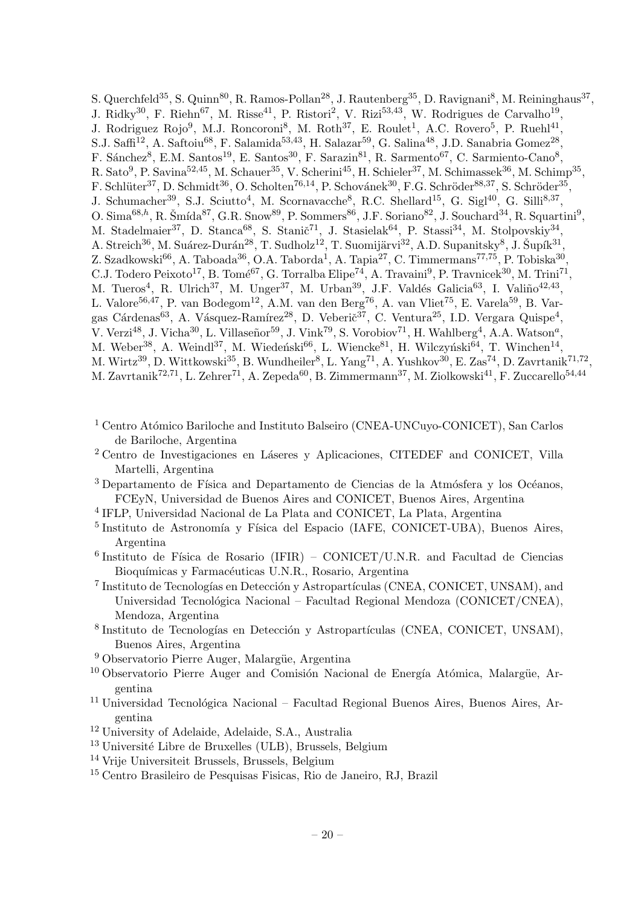S. Querchfeld[35], S. Quinn[80], R. Ramos-Pollan[28], J. Rautenberg[35], D. Ravignani[8], M. Reininghaus[37], J. Ridky[30], F. Riehn[67], M. Risse[41], P. Ristori[2], V. Rizi[53,43], W. Rodrigues de Carvalho[19], J. Rodriguez Rojo[9], M.J. Roncoroni[8], M. Roth[37], E. Roulet[1], A.C. Rovero[5], P. Ruehl[41], S.J. Saffi[12], A. Saftoiu[68], F. Salamida[53,43], H. Salazar[59], G. Salina[48], J.D. Sanabria Gomez[28], F. Sánchez[8], E.M. Santos[19], E. Santos[30], F. Sarazin[81], R. Sarmento[67], C. Sarmiento-Cano[8], R. Sato[9], P. Savina[52,45], M. Schauer[35], V. Scherini[45], H. Schieler[37], M. Schimassek[36], M. Schimp[35], F. Schlüter[37], D. Schmidt[36], O. Scholten[76,14], P. Schovánek[30], F.G. Schröder[88,37], S. Schröder[35], J. Schumacher[39], S.J. Sciutto[4], M. Scornavacche[8], R.C. Shellard[15], G. Sigl[40], G. Silli[8,37], O. Sima[68,h], R. Šmída[87], G.R. Snow[89], P. Sommers[86], J.F. Soriano[82], J. Souchard[34], R. Squartini[9], M. Stadelmaier[37], D. Stanca[68], S. Stanič[71], J. Stasielak[64], P. Stassi[34], M. Stolpovskiy[34], A. Streich[36], M. Suárez-Durán[28], T. Sudholz[12], T. Suomijärvi[32], A.D. Supanitsky[8], J. Šupík[31], Z. Szadkowski[66], A. Taboada[36], O.A. Taborda[1], A. Tapia[27], C. Timmermans[77,75], P. Tobiska[30], C.J. Todero Peixoto[17], B. Tomé[67], G. Torralba Elipe[74], A. Travaini[9], P. Travnicek[30], M. Trini[71], M. Tueros[4], R. Ulrich[37], M. Unger[37], M. Urban[39], J.F. Valdés Galicia[63], I. Valiño[42,43], L. Valore[56,47], P. van Bodegom[12], A.M. van den Berg[76], A. van Vliet[75], E. Varela[59], B. Vargas Cárdenas[63], A. Vásquez-Ramírez[28], D. Veberič[37], C. Ventura[25], I.D. Vergara Quispe[4], V. Verzi[48], J. Vicha[30], L. Villaseñor[59], J. Vink[79], S. Vorobiov[71], H. Wahlberg[4], A.A. Watson[a], M. Weber[38], A. Weindl[37], M. Wiedeński[66], L. Wiencke[81], H. Wilczyński[64], T. Winchen[14], M. Wirtz[39], D. Wittkowski[35], B. Wundheiler[8], L. Yang[71], A. Yushkov[30], E. Zas[74], D. Zavrtanik[71,72], M. Zavrtanik[72,71], L. Zehrer[71], A. Zepeda[60], B. Zimmermann[37], M. Ziolkowski[41], F. Zuccarello[54,44]

[1] Centro Atómico Bariloche and Instituto Balseiro (CNEA-UNCuyo-CONICET), San Carlos de Bariloche, Argentina

[2] Centro de Investigaciones en Láseres y Aplicaciones, CITEDEF and CONICET, Villa Martelli, Argentina

[3] Departamento de Física and Departamento de Ciencias de la Atmósfera y los Océanos, FCEyN, Universidad de Buenos Aires and CONICET, Buenos Aires, Argentina

[4] IFLP, Universidad Nacional de La Plata and CONICET, La Plata, Argentina

[5] Instituto de Astronomía y Física del Espacio (IAFE, CONICET-UBA), Buenos Aires, Argentina

[6] Instituto de Física de Rosario (IFIR) – CONICET/U.N.R. and Facultad de Ciencias Bioquímicas y Farmacéuticas U.N.R., Rosario, Argentina

[7] Instituto de Tecnologías en Detección y Astropartículas (CNEA, CONICET, UNSAM), and Universidad Tecnológica Nacional – Facultad Regional Mendoza (CONICET/CNEA), Mendoza, Argentina

[8] Instituto de Tecnologías en Detección y Astropartículas (CNEA, CONICET, UNSAM), Buenos Aires, Argentina

[9] Observatorio Pierre Auger, Malargüe, Argentina

[10] Observatorio Pierre Auger and Comisión Nacional de Energía Atómica, Malargüe, Argentina

[11] Universidad Tecnológica Nacional – Facultad Regional Buenos Aires, Buenos Aires, Argentina

[12] University of Adelaide, Adelaide, S.A., Australia

[13] Université Libre de Bruxelles (ULB), Brussels, Belgium

[14] Vrije Universiteit Brussels, Brussels, Belgium

[15] Centro Brasileiro de Pesquisas Fisicas, Rio de Janeiro, RJ, Brazil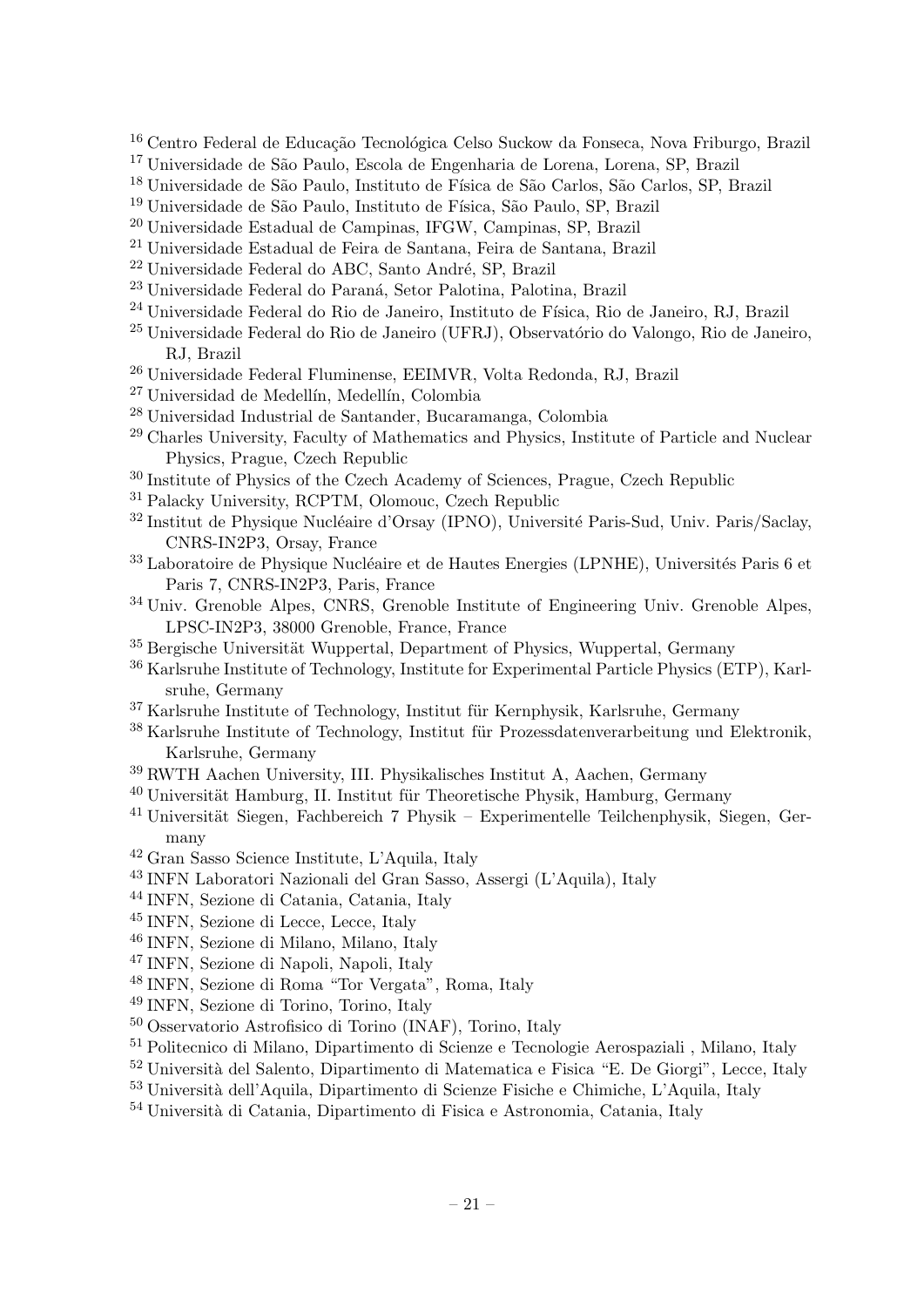[16] Centro Federal de Educação Tecnológica Celso Suckow da Fonseca, Nova Friburgo, Brazil
[17] Universidade de São Paulo, Escola de Engenharia de Lorena, Lorena, SP, Brazil
[18] Universidade de São Paulo, Instituto de Física de São Carlos, São Carlos, SP, Brazil
[19] Universidade de São Paulo, Instituto de Física, São Paulo, SP, Brazil
[20] Universidade Estadual de Campinas, IFGW, Campinas, SP, Brazil
[21] Universidade Estadual de Feira de Santana, Feira de Santana, Brazil
[22] Universidade Federal do ABC, Santo André, SP, Brazil
[23] Universidade Federal do Paraná, Setor Palotina, Palotina, Brazil
[24] Universidade Federal do Rio de Janeiro, Instituto de Física, Rio de Janeiro, RJ, Brazil
[25] Universidade Federal do Rio de Janeiro (UFRJ), Observatório do Valongo, Rio de Janeiro, RJ, Brazil
[26] Universidade Federal Fluminense, EEIMVR, Volta Redonda, RJ, Brazil
[27] Universidad de Medellín, Medellín, Colombia
[28] Universidad Industrial de Santander, Bucaramanga, Colombia
[29] Charles University, Faculty of Mathematics and Physics, Institute of Particle and Nuclear Physics, Prague, Czech Republic
[30] Institute of Physics of the Czech Academy of Sciences, Prague, Czech Republic
[31] Palacky University, RCPTM, Olomouc, Czech Republic
[32] Institut de Physique Nucléaire d'Orsay (IPNO), Université Paris-Sud, Univ. Paris/Saclay, CNRS-IN2P3, Orsay, France
[33] Laboratoire de Physique Nucléaire et de Hautes Energies (LPNHE), Universités Paris 6 et Paris 7, CNRS-IN2P3, Paris, France
[34] Univ. Grenoble Alpes, CNRS, Grenoble Institute of Engineering Univ. Grenoble Alpes, LPSC-IN2P3, 38000 Grenoble, France, France
[35] Bergische Universität Wuppertal, Department of Physics, Wuppertal, Germany
[36] Karlsruhe Institute of Technology, Institute for Experimental Particle Physics (ETP), Karlsruhe, Germany
[37] Karlsruhe Institute of Technology, Institut für Kernphysik, Karlsruhe, Germany
[38] Karlsruhe Institute of Technology, Institut für Prozessdatenverarbeitung und Elektronik, Karlsruhe, Germany
[39] RWTH Aachen University, III. Physikalisches Institut A, Aachen, Germany
[40] Universität Hamburg, II. Institut für Theoretische Physik, Hamburg, Germany
[41] Universität Siegen, Fachbereich 7 Physik – Experimentelle Teilchenphysik, Siegen, Germany
[42] Gran Sasso Science Institute, L'Aquila, Italy
[43] INFN Laboratori Nazionali del Gran Sasso, Assergi (L'Aquila), Italy
[44] INFN, Sezione di Catania, Catania, Italy
[45] INFN, Sezione di Lecce, Lecce, Italy
[46] INFN, Sezione di Milano, Milano, Italy
[47] INFN, Sezione di Napoli, Napoli, Italy
[48] INFN, Sezione di Roma "Tor Vergata", Roma, Italy
[49] INFN, Sezione di Torino, Torino, Italy
[50] Osservatorio Astrofisico di Torino (INAF), Torino, Italy
[51] Politecnico di Milano, Dipartimento di Scienze e Tecnologie Aerospaziali , Milano, Italy
[52] Università del Salento, Dipartimento di Matematica e Fisica "E. De Giorgi", Lecce, Italy
[53] Università dell'Aquila, Dipartimento di Scienze Fisiche e Chimiche, L'Aquila, Italy
[54] Università di Catania, Dipartimento di Fisica e Astronomia, Catania, Italy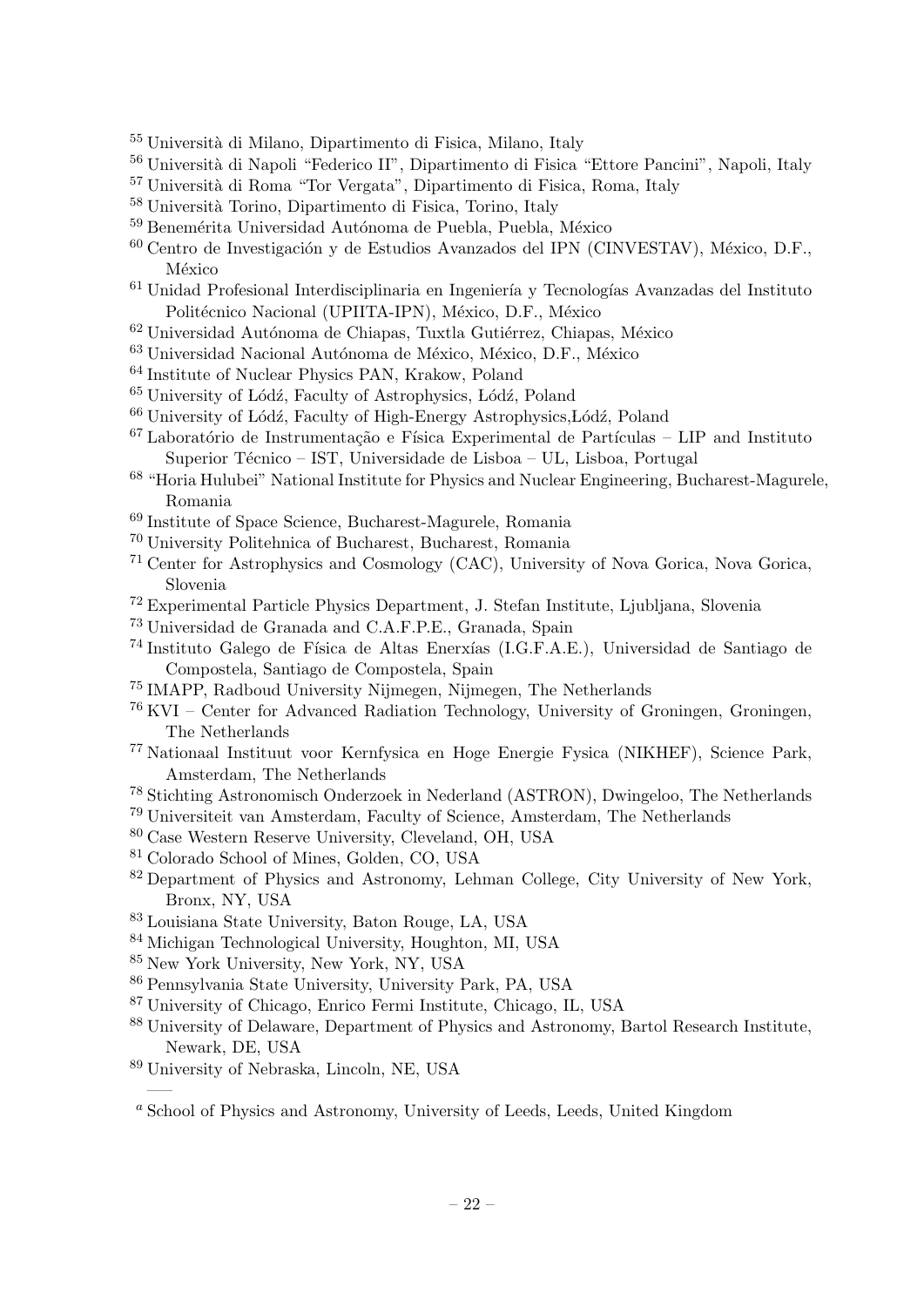[55] Università di Milano, Dipartimento di Fisica, Milano, Italy
[56] Università di Napoli "Federico II", Dipartimento di Fisica "Ettore Pancini", Napoli, Italy
[57] Università di Roma "Tor Vergata", Dipartimento di Fisica, Roma, Italy
[58] Università Torino, Dipartimento di Fisica, Torino, Italy
[59] Benemérita Universidad Autónoma de Puebla, Puebla, México
[60] Centro de Investigación y de Estudios Avanzados del IPN (CINVESTAV), México, D.F., México
[61] Unidad Profesional Interdisciplinaria en Ingeniería y Tecnologías Avanzadas del Instituto Politécnico Nacional (UPIITA-IPN), México, D.F., México
[62] Universidad Autónoma de Chiapas, Tuxtla Gutiérrez, Chiapas, México
[63] Universidad Nacional Autónoma de México, México, D.F., México
[64] Institute of Nuclear Physics PAN, Krakow, Poland
[65] University of Łódź, Faculty of Astrophysics, Łódź, Poland
[66] University of Łódź, Faculty of High-Energy Astrophysics,Łódź, Poland
[67] Laboratório de Instrumentação e Física Experimental de Partículas – LIP and Instituto Superior Técnico – IST, Universidade de Lisboa – UL, Lisboa, Portugal
[68] "Horia Hulubei" National Institute for Physics and Nuclear Engineering, Bucharest-Magurele, Romania
[69] Institute of Space Science, Bucharest-Magurele, Romania
[70] University Politehnica of Bucharest, Bucharest, Romania
[71] Center for Astrophysics and Cosmology (CAC), University of Nova Gorica, Nova Gorica, Slovenia
[72] Experimental Particle Physics Department, J. Stefan Institute, Ljubljana, Slovenia
[73] Universidad de Granada and C.A.F.P.E., Granada, Spain
[74] Instituto Galego de Física de Altas Enerxías (I.G.F.A.E.), Universidad de Santiago de Compostela, Santiago de Compostela, Spain
[75] IMAPP, Radboud University Nijmegen, Nijmegen, The Netherlands
[76] KVI – Center for Advanced Radiation Technology, University of Groningen, Groningen, The Netherlands
[77] Nationaal Instituut voor Kernfysica en Hoge Energie Fysica (NIKHEF), Science Park, Amsterdam, The Netherlands
[78] Stichting Astronomisch Onderzoek in Nederland (ASTRON), Dwingeloo, The Netherlands
[79] Universiteit van Amsterdam, Faculty of Science, Amsterdam, The Netherlands
[80] Case Western Reserve University, Cleveland, OH, USA
[81] Colorado School of Mines, Golden, CO, USA
[82] Department of Physics and Astronomy, Lehman College, City University of New York, Bronx, NY, USA
[83] Louisiana State University, Baton Rouge, LA, USA
[84] Michigan Technological University, Houghton, MI, USA
[85] New York University, New York, NY, USA
[86] Pennsylvania State University, University Park, PA, USA
[87] University of Chicago, Enrico Fermi Institute, Chicago, IL, USA
[88] University of Delaware, Department of Physics and Astronomy, Bartol Research Institute, Newark, DE, USA
[89] University of Nebraska, Lincoln, NE, USA

—–

[a] School of Physics and Astronomy, University of Leeds, Leeds, United Kingdom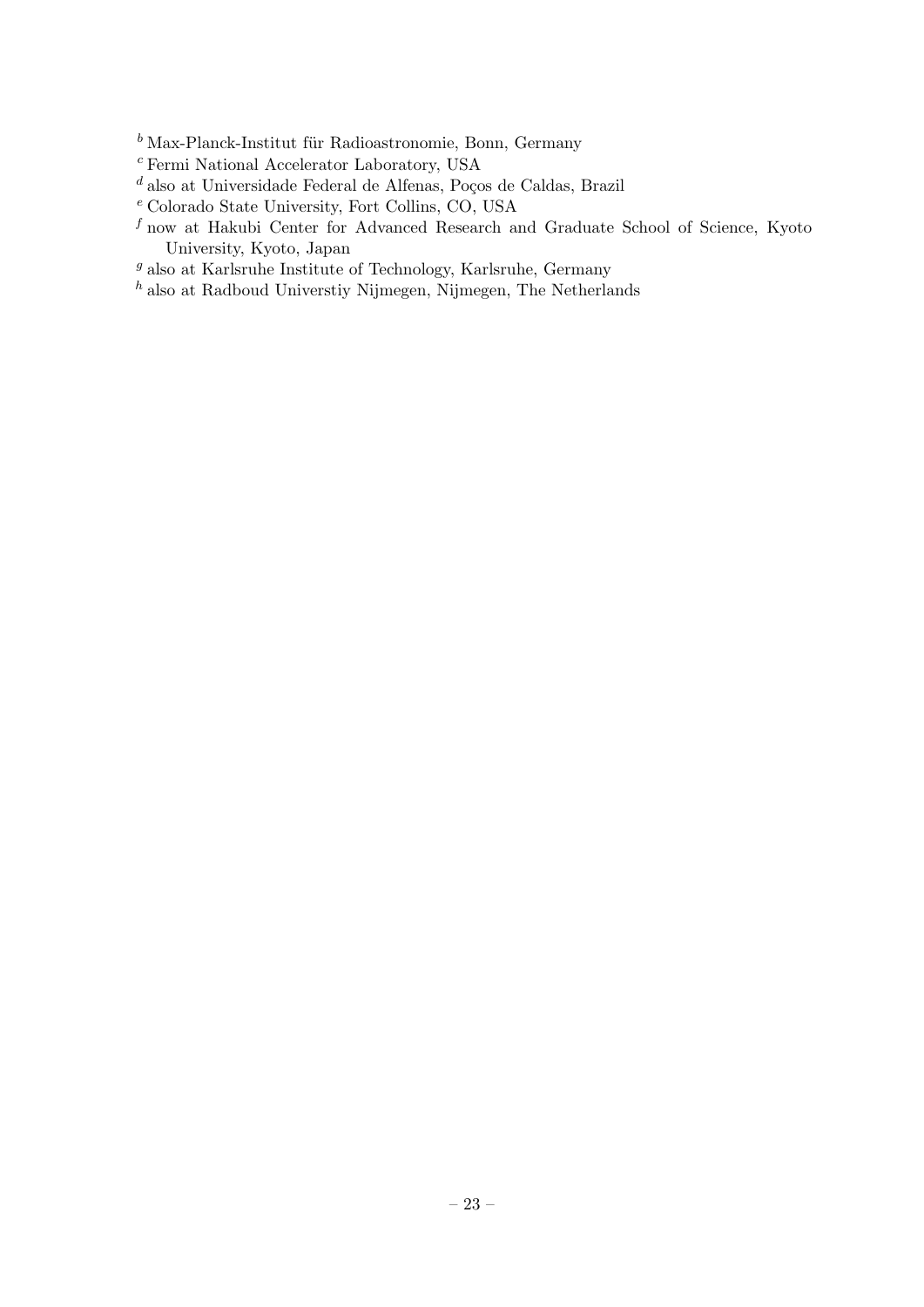[b] Max-Planck-Institut für Radioastronomie, Bonn, Germany
[c] Fermi National Accelerator Laboratory, USA
[d] also at Universidade Federal de Alfenas, Poços de Caldas, Brazil
[e] Colorado State University, Fort Collins, CO, USA
[f] now at Hakubi Center for Advanced Research and Graduate School of Science, Kyoto University, Kyoto, Japan
[g] also at Karlsruhe Institute of Technology, Karlsruhe, Germany
[h] also at Radboud Universtiy Nijmegen, Nijmegen, The Netherlands